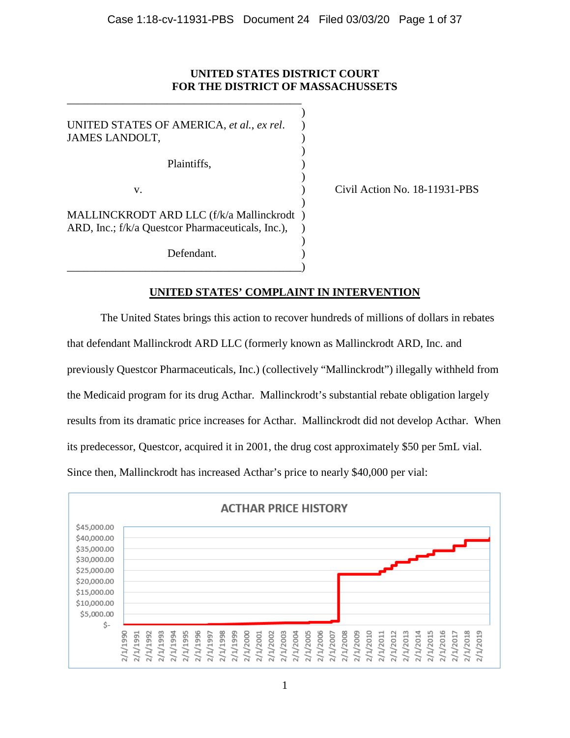# UNITED STATES DISTRICT COURT
# FOR THE DISTRICT OF MASSACHUSETTS

| | |
|---|---|
| UNITED STATES OF AMERICA, *et al.*, *ex rel.* JAMES LANDOLT, | |
| Plaintiffs, | |
| v. | Civil Action No. 18-11931-PBS |
| MALLINCKRODT ARD LLC (f/k/a Mallinckrodt ARD, Inc.; f/k/a Questcor Pharmaceuticals, Inc.), | |
| Defendant. | |

## UNITED STATES' COMPLAINT IN INTERVENTION

The United States brings this action to recover hundreds of millions of dollars in rebates that defendant Mallinckrodt ARD LLC (formerly known as Mallinckrodt ARD, Inc. and previously Questcor Pharmaceuticals, Inc.) (collectively "Mallinckrodt") illegally withheld from the Medicaid program for its drug Acthar. Mallinckrodt's substantial rebate obligation largely results from its dramatic price increases for Acthar. Mallinckrodt did not develop Acthar. When its predecessor, Questcor, acquired it in 2001, the drug cost approximately $50 per 5mL vial. Since then, Mallinckrodt has increased Acthar's price to nearly $40,000 per vial:

ACTHAR PRICE HISTORY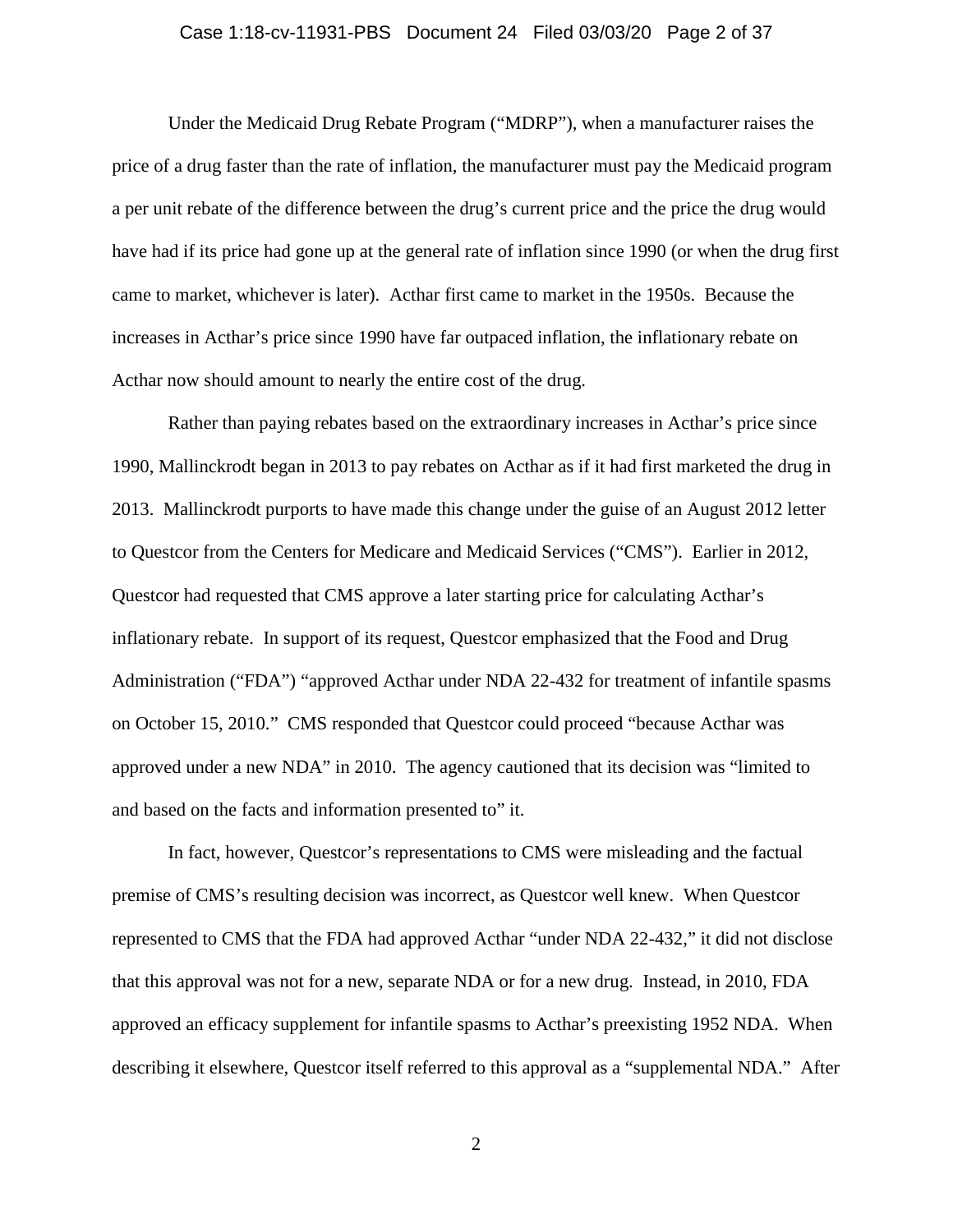Under the Medicaid Drug Rebate Program ("MDRP"), when a manufacturer raises the price of a drug faster than the rate of inflation, the manufacturer must pay the Medicaid program a per unit rebate of the difference between the drug's current price and the price the drug would have had if its price had gone up at the general rate of inflation since 1990 (or when the drug first came to market, whichever is later). Acthar first came to market in the 1950s. Because the increases in Acthar's price since 1990 have far outpaced inflation, the inflationary rebate on Acthar now should amount to nearly the entire cost of the drug.

Rather than paying rebates based on the extraordinary increases in Acthar's price since 1990, Mallinckrodt began in 2013 to pay rebates on Acthar as if it had first marketed the drug in 2013. Mallinckrodt purports to have made this change under the guise of an August 2012 letter to Questcor from the Centers for Medicare and Medicaid Services ("CMS"). Earlier in 2012, Questcor had requested that CMS approve a later starting price for calculating Acthar's inflationary rebate. In support of its request, Questcor emphasized that the Food and Drug Administration ("FDA") "approved Acthar under NDA 22-432 for treatment of infantile spasms on October 15, 2010." CMS responded that Questcor could proceed "because Acthar was approved under a new NDA" in 2010. The agency cautioned that its decision was "limited to and based on the facts and information presented to" it.

In fact, however, Questcor's representations to CMS were misleading and the factual premise of CMS's resulting decision was incorrect, as Questcor well knew. When Questcor represented to CMS that the FDA had approved Acthar "under NDA 22-432," it did not disclose that this approval was not for a new, separate NDA or for a new drug. Instead, in 2010, FDA approved an efficacy supplement for infantile spasms to Acthar's preexisting 1952 NDA. When describing it elsewhere, Questcor itself referred to this approval as a "supplemental NDA." After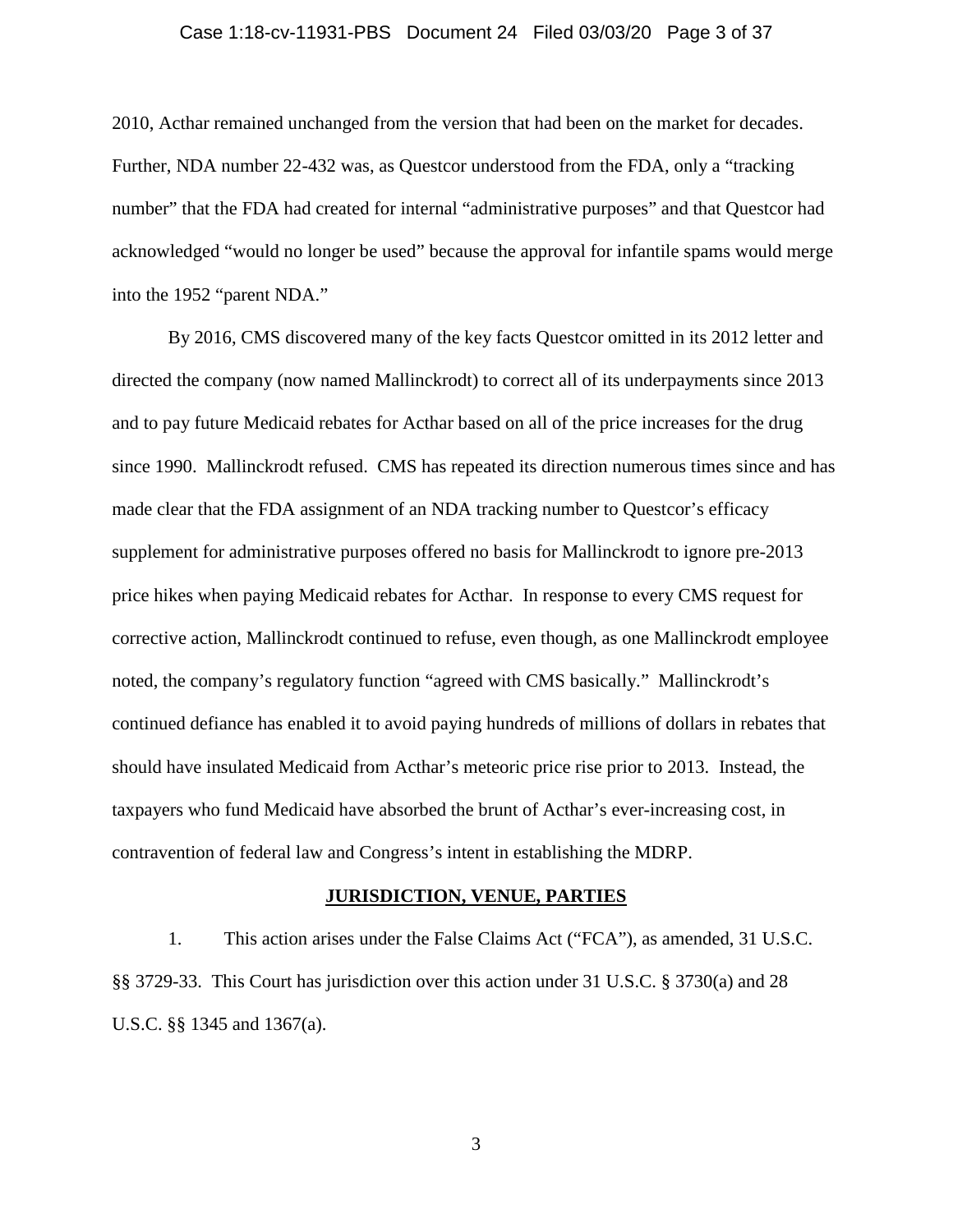2010, Acthar remained unchanged from the version that had been on the market for decades. Further, NDA number 22-432 was, as Questcor understood from the FDA, only a "tracking number" that the FDA had created for internal "administrative purposes" and that Questcor had acknowledged "would no longer be used" because the approval for infantile spams would merge into the 1952 "parent NDA."

By 2016, CMS discovered many of the key facts Questcor omitted in its 2012 letter and directed the company (now named Mallinckrodt) to correct all of its underpayments since 2013 and to pay future Medicaid rebates for Acthar based on all of the price increases for the drug since 1990. Mallinckrodt refused. CMS has repeated its direction numerous times since and has made clear that the FDA assignment of an NDA tracking number to Questcor's efficacy supplement for administrative purposes offered no basis for Mallinckrodt to ignore pre-2013 price hikes when paying Medicaid rebates for Acthar. In response to every CMS request for corrective action, Mallinckrodt continued to refuse, even though, as one Mallinckrodt employee noted, the company's regulatory function "agreed with CMS basically." Mallinckrodt's continued defiance has enabled it to avoid paying hundreds of millions of dollars in rebates that should have insulated Medicaid from Acthar's meteoric price rise prior to 2013. Instead, the taxpayers who fund Medicaid have absorbed the brunt of Acthar's ever-increasing cost, in contravention of federal law and Congress's intent in establishing the MDRP.

## JURISDICTION, VENUE, PARTIES

1. This action arises under the False Claims Act ("FCA"), as amended, 31 U.S.C. §§ 3729-33. This Court has jurisdiction over this action under 31 U.S.C. § 3730(a) and 28 U.S.C. §§ 1345 and 1367(a).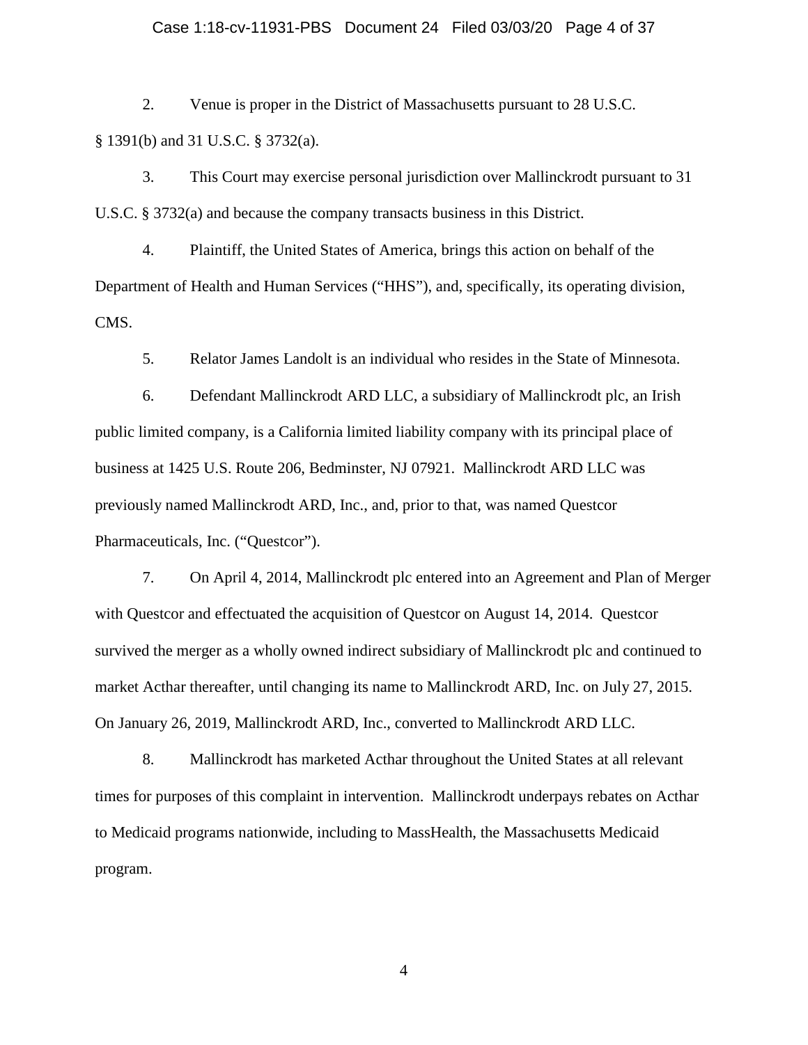2. Venue is proper in the District of Massachusetts pursuant to 28 U.S.C. § 1391(b) and 31 U.S.C. § 3732(a).

3. This Court may exercise personal jurisdiction over Mallinckrodt pursuant to 31 U.S.C. § 3732(a) and because the company transacts business in this District.

4. Plaintiff, the United States of America, brings this action on behalf of the Department of Health and Human Services ("HHS"), and, specifically, its operating division, CMS.

5. Relator James Landolt is an individual who resides in the State of Minnesota.

6. Defendant Mallinckrodt ARD LLC, a subsidiary of Mallinckrodt plc, an Irish public limited company, is a California limited liability company with its principal place of business at 1425 U.S. Route 206, Bedminster, NJ 07921. Mallinckrodt ARD LLC was previously named Mallinckrodt ARD, Inc., and, prior to that, was named Questcor Pharmaceuticals, Inc. ("Questcor").

7. On April 4, 2014, Mallinckrodt plc entered into an Agreement and Plan of Merger with Questcor and effectuated the acquisition of Questcor on August 14, 2014. Questcor survived the merger as a wholly owned indirect subsidiary of Mallinckrodt plc and continued to market Acthar thereafter, until changing its name to Mallinckrodt ARD, Inc. on July 27, 2015. On January 26, 2019, Mallinckrodt ARD, Inc., converted to Mallinckrodt ARD LLC.

8. Mallinckrodt has marketed Acthar throughout the United States at all relevant times for purposes of this complaint in intervention. Mallinckrodt underpays rebates on Acthar to Medicaid programs nationwide, including to MassHealth, the Massachusetts Medicaid program.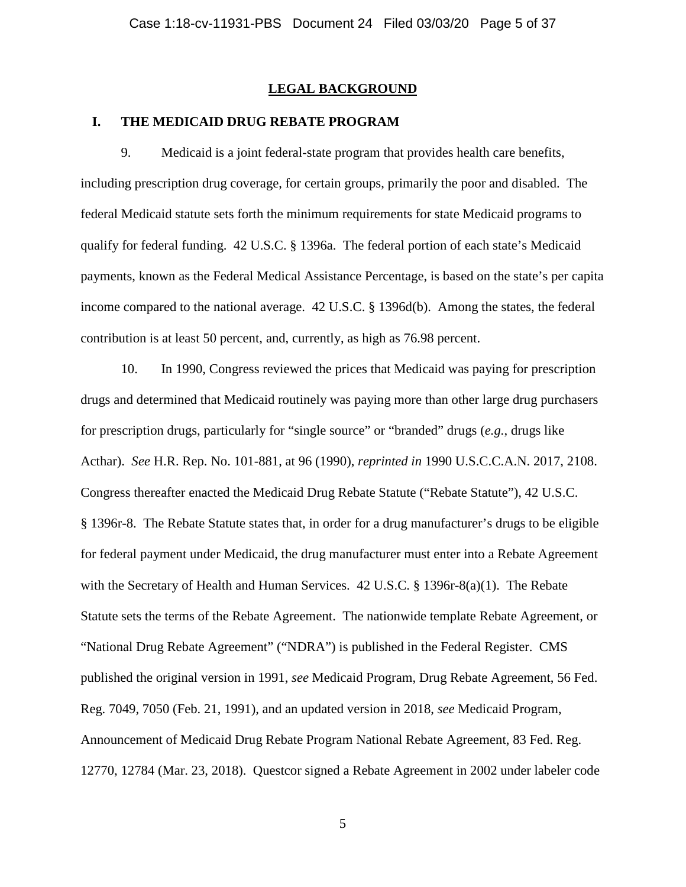## LEGAL BACKGROUND

### I. THE MEDICAID DRUG REBATE PROGRAM

9. Medicaid is a joint federal-state program that provides health care benefits, including prescription drug coverage, for certain groups, primarily the poor and disabled. The federal Medicaid statute sets forth the minimum requirements for state Medicaid programs to qualify for federal funding. 42 U.S.C. § 1396a. The federal portion of each state's Medicaid payments, known as the Federal Medical Assistance Percentage, is based on the state's per capita income compared to the national average. 42 U.S.C. § 1396d(b). Among the states, the federal contribution is at least 50 percent, and, currently, as high as 76.98 percent.

10. In 1990, Congress reviewed the prices that Medicaid was paying for prescription drugs and determined that Medicaid routinely was paying more than other large drug purchasers for prescription drugs, particularly for "single source" or "branded" drugs (*e.g.*, drugs like Acthar). *See* H.R. Rep. No. 101-881, at 96 (1990), *reprinted in* 1990 U.S.C.C.A.N. 2017, 2108. Congress thereafter enacted the Medicaid Drug Rebate Statute ("Rebate Statute"), 42 U.S.C. § 1396r-8. The Rebate Statute states that, in order for a drug manufacturer's drugs to be eligible for federal payment under Medicaid, the drug manufacturer must enter into a Rebate Agreement with the Secretary of Health and Human Services. 42 U.S.C. § 1396r-8(a)(1). The Rebate Statute sets the terms of the Rebate Agreement. The nationwide template Rebate Agreement, or "National Drug Rebate Agreement" ("NDRA") is published in the Federal Register. CMS published the original version in 1991, *see* Medicaid Program, Drug Rebate Agreement, 56 Fed. Reg. 7049, 7050 (Feb. 21, 1991), and an updated version in 2018, *see* Medicaid Program, Announcement of Medicaid Drug Rebate Program National Rebate Agreement, 83 Fed. Reg. 12770, 12784 (Mar. 23, 2018). Questcor signed a Rebate Agreement in 2002 under labeler code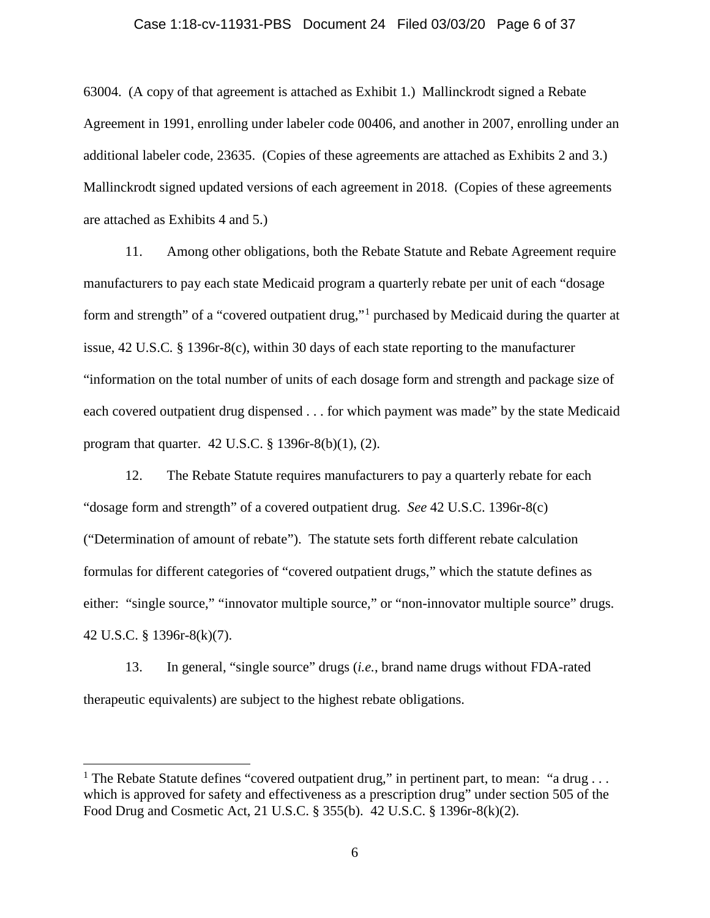63004. (A copy of that agreement is attached as Exhibit 1.) Mallinckrodt signed a Rebate Agreement in 1991, enrolling under labeler code 00406, and another in 2007, enrolling under an additional labeler code, 23635. (Copies of these agreements are attached as Exhibits 2 and 3.) Mallinckrodt signed updated versions of each agreement in 2018. (Copies of these agreements are attached as Exhibits 4 and 5.)

11. Among other obligations, both the Rebate Statute and Rebate Agreement require manufacturers to pay each state Medicaid program a quarterly rebate per unit of each "dosage form and strength" of a "covered outpatient drug,"[1] purchased by Medicaid during the quarter at issue, 42 U.S.C. § 1396r-8(c), within 30 days of each state reporting to the manufacturer "information on the total number of units of each dosage form and strength and package size of each covered outpatient drug dispensed . . . for which payment was made" by the state Medicaid program that quarter. 42 U.S.C. § 1396r-8(b)(1), (2).

12. The Rebate Statute requires manufacturers to pay a quarterly rebate for each "dosage form and strength" of a covered outpatient drug. *See* 42 U.S.C. 1396r-8(c) ("Determination of amount of rebate"). The statute sets forth different rebate calculation formulas for different categories of "covered outpatient drugs," which the statute defines as either: "single source," "innovator multiple source," or "non-innovator multiple source" drugs. 42 U.S.C. § 1396r-8(k)(7).

13. In general, "single source" drugs (*i.e.*, brand name drugs without FDA-rated therapeutic equivalents) are subject to the highest rebate obligations.

---

[1] The Rebate Statute defines "covered outpatient drug," in pertinent part, to mean: "a drug . . . which is approved for safety and effectiveness as a prescription drug" under section 505 of the Food Drug and Cosmetic Act, 21 U.S.C. § 355(b). 42 U.S.C. § 1396r-8(k)(2).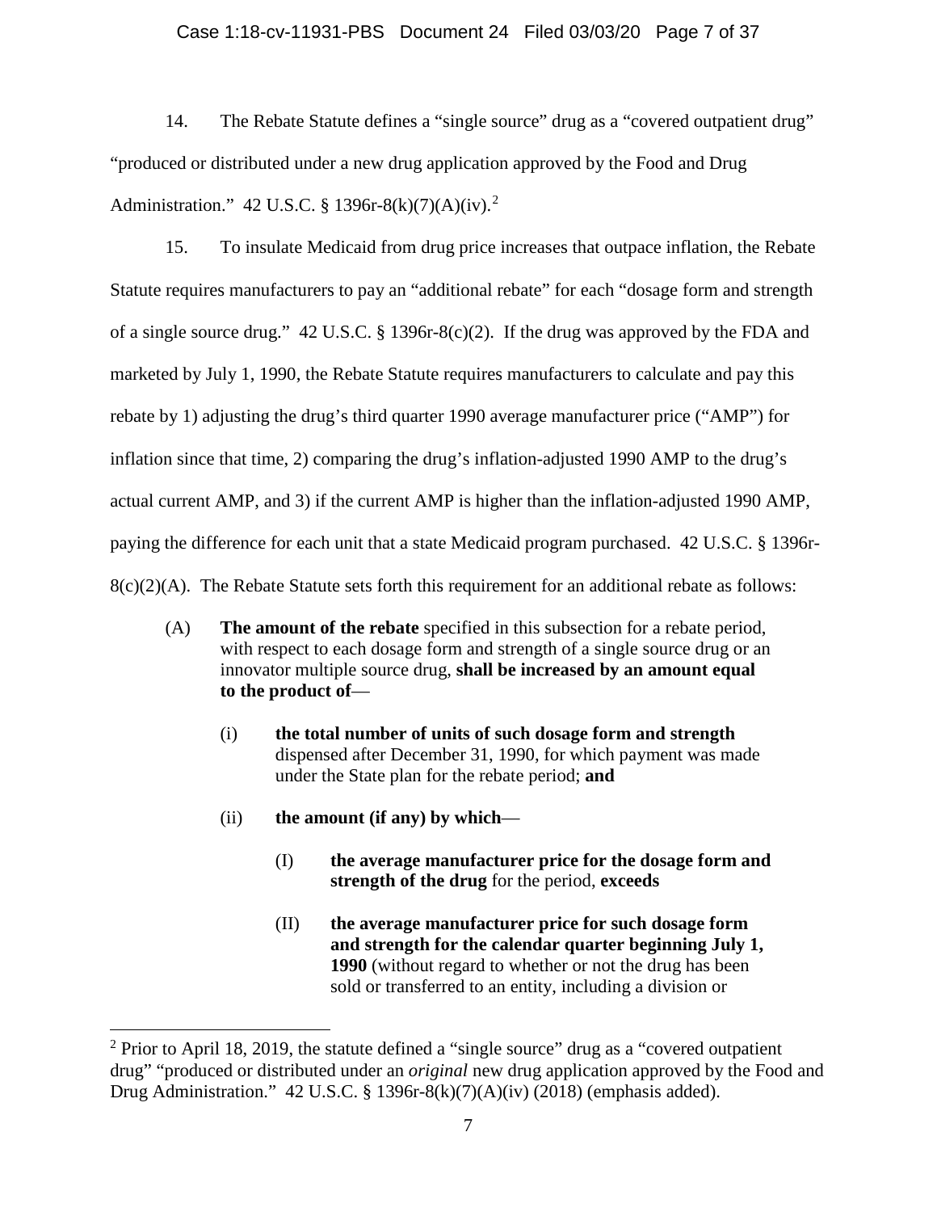14. The Rebate Statute defines a "single source" drug as a "covered outpatient drug" "produced or distributed under a new drug application approved by the Food and Drug Administration." 42 U.S.C. § 1396r-8(k)(7)(A)(iv).[2]

15. To insulate Medicaid from drug price increases that outpace inflation, the Rebate Statute requires manufacturers to pay an "additional rebate" for each "dosage form and strength of a single source drug." 42 U.S.C. § 1396r-8(c)(2). If the drug was approved by the FDA and marketed by July 1, 1990, the Rebate Statute requires manufacturers to calculate and pay this rebate by 1) adjusting the drug's third quarter 1990 average manufacturer price ("AMP") for inflation since that time, 2) comparing the drug's inflation-adjusted 1990 AMP to the drug's actual current AMP, and 3) if the current AMP is higher than the inflation-adjusted 1990 AMP, paying the difference for each unit that a state Medicaid program purchased. 42 U.S.C. § 1396r-8(c)(2)(A). The Rebate Statute sets forth this requirement for an additional rebate as follows:

> (A) **The amount of the rebate** specified in this subsection for a rebate period, with respect to each dosage form and strength of a single source drug or an innovator multiple source drug, **shall be increased by an amount equal to the product of**—
>
> > (i) **the total number of units of such dosage form and strength** dispensed after December 31, 1990, for which payment was made under the State plan for the rebate period; **and**
> >
> > (ii) **the amount (if any) by which**—
> >
> > > (I) **the average manufacturer price for the dosage form and strength of the drug** for the period, **exceeds**
> > >
> > > (II) **the average manufacturer price for such dosage form and strength for the calendar quarter beginning July 1, 1990** (without regard to whether or not the drug has been sold or transferred to an entity, including a division or

[2] Prior to April 18, 2019, the statute defined a "single source" drug as a "covered outpatient drug" "produced or distributed under an *original* new drug application approved by the Food and Drug Administration." 42 U.S.C. § 1396r-8(k)(7)(A)(iv) (2018) (emphasis added).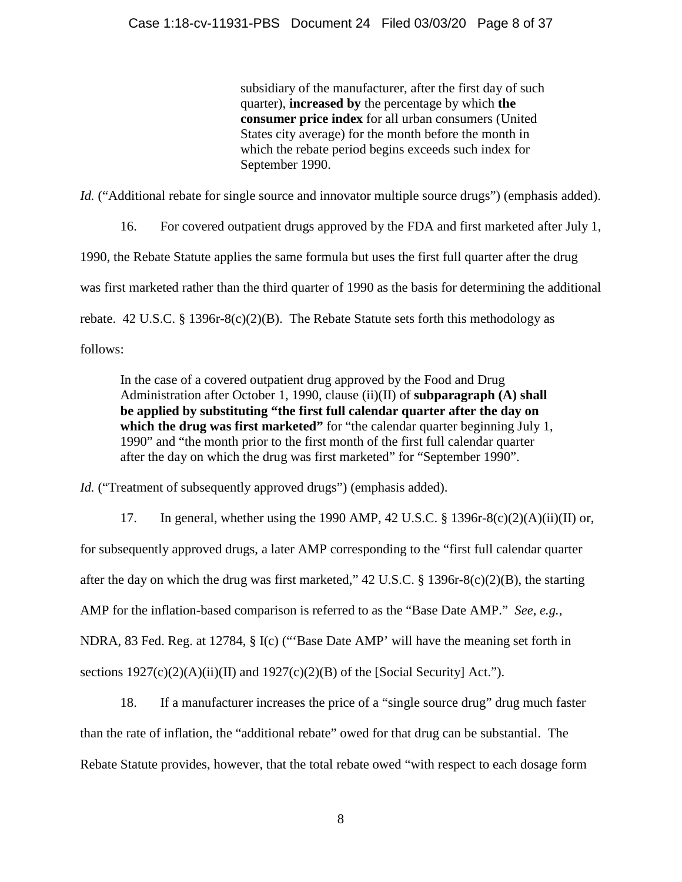> subsidiary of the manufacturer, after the first day of such quarter), **increased by** the percentage by which **the consumer price index** for all urban consumers (United States city average) for the month before the month in which the rebate period begins exceeds such index for September 1990.

*Id.* ("Additional rebate for single source and innovator multiple source drugs") (emphasis added).

16. For covered outpatient drugs approved by the FDA and first marketed after July 1, 1990, the Rebate Statute applies the same formula but uses the first full quarter after the drug was first marketed rather than the third quarter of 1990 as the basis for determining the additional rebate. 42 U.S.C. § 1396r-8(c)(2)(B). The Rebate Statute sets forth this methodology as follows:

> In the case of a covered outpatient drug approved by the Food and Drug Administration after October 1, 1990, clause (ii)(II) of **subparagraph (A) shall be applied by substituting "the first full calendar quarter after the day on which the drug was first marketed"** for "the calendar quarter beginning July 1, 1990" and "the month prior to the first month of the first full calendar quarter after the day on which the drug was first marketed" for "September 1990".

*Id.* ("Treatment of subsequently approved drugs") (emphasis added).

17. In general, whether using the 1990 AMP, 42 U.S.C. § 1396r-8(c)(2)(A)(ii)(II) or, for subsequently approved drugs, a later AMP corresponding to the "first full calendar quarter after the day on which the drug was first marketed," 42 U.S.C. § 1396r-8(c)(2)(B), the starting AMP for the inflation-based comparison is referred to as the "Base Date AMP." *See, e.g.*, NDRA, 83 Fed. Reg. at 12784, § I(c) ("'Base Date AMP' will have the meaning set forth in sections 1927(c)(2)(A)(ii)(II) and 1927(c)(2)(B) of the [Social Security] Act.").

18. If a manufacturer increases the price of a "single source drug" drug much faster than the rate of inflation, the "additional rebate" owed for that drug can be substantial. The Rebate Statute provides, however, that the total rebate owed "with respect to each dosage form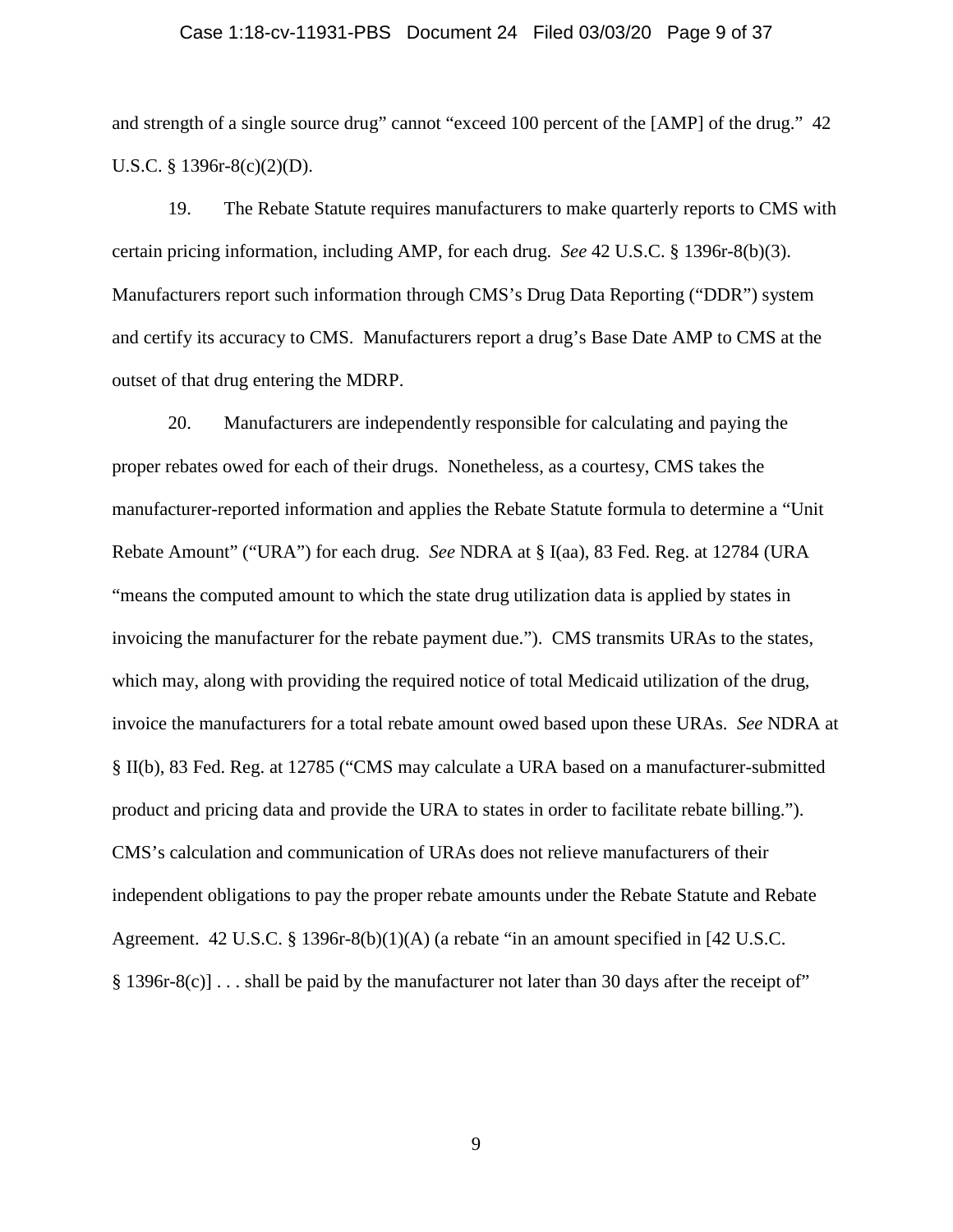and strength of a single source drug" cannot "exceed 100 percent of the [AMP] of the drug." 42 U.S.C. § 1396r-8(c)(2)(D).

19. The Rebate Statute requires manufacturers to make quarterly reports to CMS with certain pricing information, including AMP, for each drug. *See* 42 U.S.C. § 1396r-8(b)(3). Manufacturers report such information through CMS's Drug Data Reporting ("DDR") system and certify its accuracy to CMS. Manufacturers report a drug's Base Date AMP to CMS at the outset of that drug entering the MDRP.

20. Manufacturers are independently responsible for calculating and paying the proper rebates owed for each of their drugs. Nonetheless, as a courtesy, CMS takes the manufacturer-reported information and applies the Rebate Statute formula to determine a "Unit Rebate Amount" ("URA") for each drug. *See* NDRA at § I(aa), 83 Fed. Reg. at 12784 (URA "means the computed amount to which the state drug utilization data is applied by states in invoicing the manufacturer for the rebate payment due."). CMS transmits URAs to the states, which may, along with providing the required notice of total Medicaid utilization of the drug, invoice the manufacturers for a total rebate amount owed based upon these URAs. *See* NDRA at § II(b), 83 Fed. Reg. at 12785 ("CMS may calculate a URA based on a manufacturer-submitted product and pricing data and provide the URA to states in order to facilitate rebate billing."). CMS's calculation and communication of URAs does not relieve manufacturers of their independent obligations to pay the proper rebate amounts under the Rebate Statute and Rebate Agreement. 42 U.S.C. § 1396r-8(b)(1)(A) (a rebate "in an amount specified in [42 U.S.C. § 1396r-8(c)] . . . shall be paid by the manufacturer not later than 30 days after the receipt of"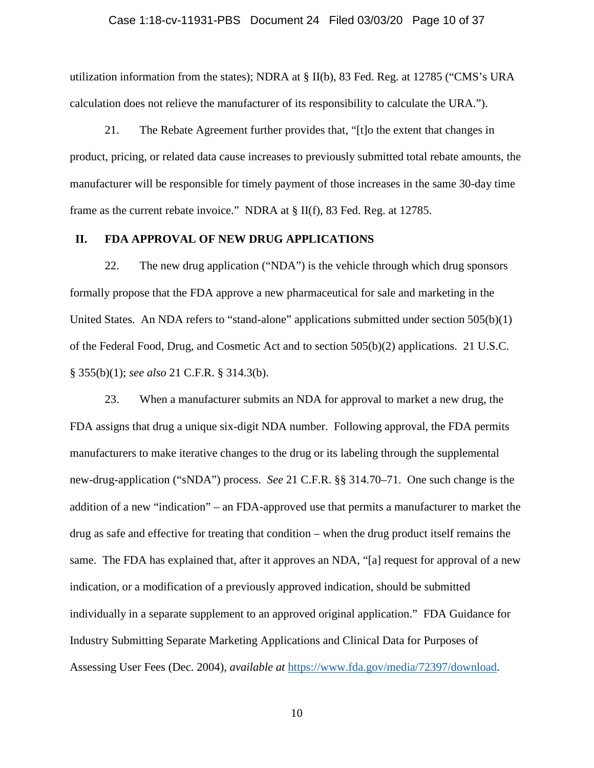utilization information from the states); NDRA at § II(b), 83 Fed. Reg. at 12785 ("CMS's URA calculation does not relieve the manufacturer of its responsibility to calculate the URA.").

21. The Rebate Agreement further provides that, "[t]o the extent that changes in product, pricing, or related data cause increases to previously submitted total rebate amounts, the manufacturer will be responsible for timely payment of those increases in the same 30-day time frame as the current rebate invoice." NDRA at § II(f), 83 Fed. Reg. at 12785.

## II. FDA APPROVAL OF NEW DRUG APPLICATIONS

22. The new drug application ("NDA") is the vehicle through which drug sponsors formally propose that the FDA approve a new pharmaceutical for sale and marketing in the United States. An NDA refers to "stand-alone" applications submitted under section 505(b)(1) of the Federal Food, Drug, and Cosmetic Act and to section 505(b)(2) applications. 21 U.S.C. § 355(b)(1); *see also* 21 C.F.R. § 314.3(b).

23. When a manufacturer submits an NDA for approval to market a new drug, the FDA assigns that drug a unique six-digit NDA number. Following approval, the FDA permits manufacturers to make iterative changes to the drug or its labeling through the supplemental new-drug-application ("sNDA") process. *See* 21 C.F.R. §§ 314.70–71. One such change is the addition of a new "indication" – an FDA-approved use that permits a manufacturer to market the drug as safe and effective for treating that condition – when the drug product itself remains the same. The FDA has explained that, after it approves an NDA, "[a] request for approval of a new indication, or a modification of a previously approved indication, should be submitted individually in a separate supplement to an approved original application." FDA Guidance for Industry Submitting Separate Marketing Applications and Clinical Data for Purposes of Assessing User Fees (Dec. 2004), *available at* https://www.fda.gov/media/72397/download.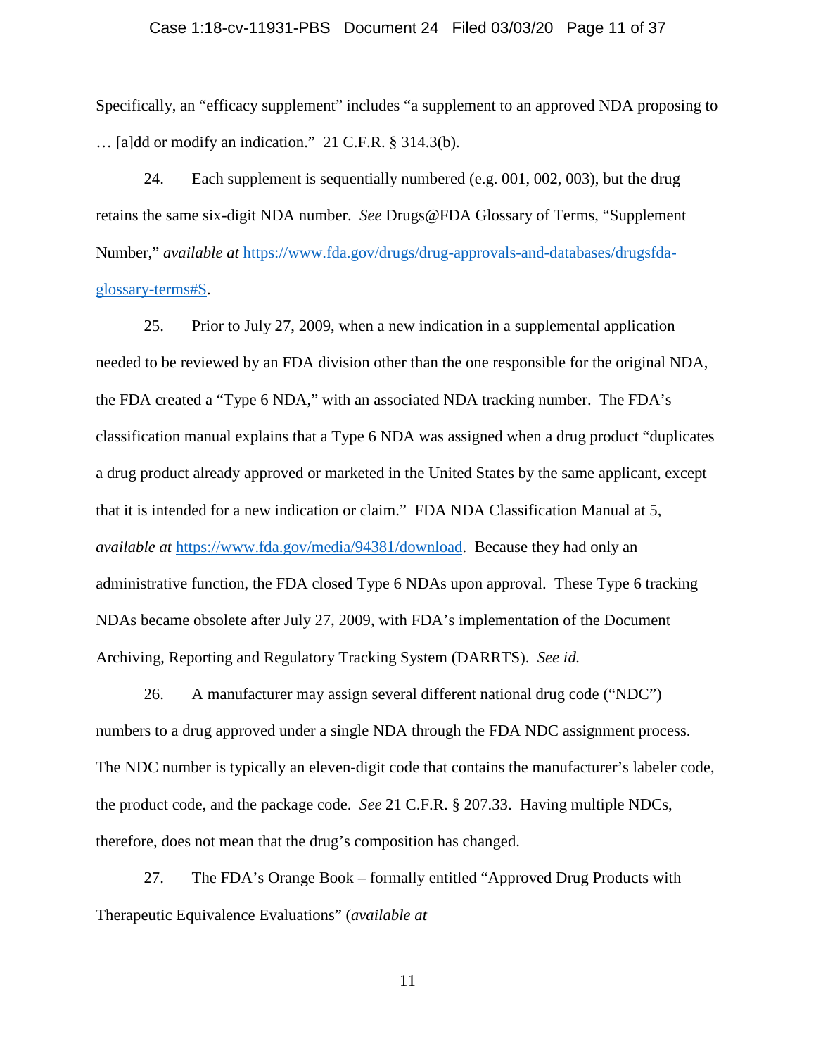Specifically, an "efficacy supplement" includes "a supplement to an approved NDA proposing to … [a]dd or modify an indication." 21 C.F.R. § 314.3(b).

24. Each supplement is sequentially numbered (e.g. 001, 002, 003), but the drug retains the same six-digit NDA number. *See* Drugs@FDA Glossary of Terms, "Supplement Number," *available at* [https://www.fda.gov/drugs/drug-approvals-and-databases/drugsfda-glossary-terms#S](https://www.fda.gov/drugs/drug-approvals-and-databases/drugsfda-glossary-terms#S).

25. Prior to July 27, 2009, when a new indication in a supplemental application needed to be reviewed by an FDA division other than the one responsible for the original NDA, the FDA created a "Type 6 NDA," with an associated NDA tracking number. The FDA's classification manual explains that a Type 6 NDA was assigned when a drug product "duplicates a drug product already approved or marketed in the United States by the same applicant, except that it is intended for a new indication or claim." FDA NDA Classification Manual at 5, *available at* [https://www.fda.gov/media/94381/download](https://www.fda.gov/media/94381/download). Because they had only an administrative function, the FDA closed Type 6 NDAs upon approval. These Type 6 tracking NDAs became obsolete after July 27, 2009, with FDA's implementation of the Document Archiving, Reporting and Regulatory Tracking System (DARRTS). *See id.*

26. A manufacturer may assign several different national drug code ("NDC") numbers to a drug approved under a single NDA through the FDA NDC assignment process. The NDC number is typically an eleven-digit code that contains the manufacturer's labeler code, the product code, and the package code. *See* 21 C.F.R. § 207.33. Having multiple NDCs, therefore, does not mean that the drug's composition has changed.

27. The FDA's Orange Book – formally entitled "Approved Drug Products with Therapeutic Equivalence Evaluations" (*available at*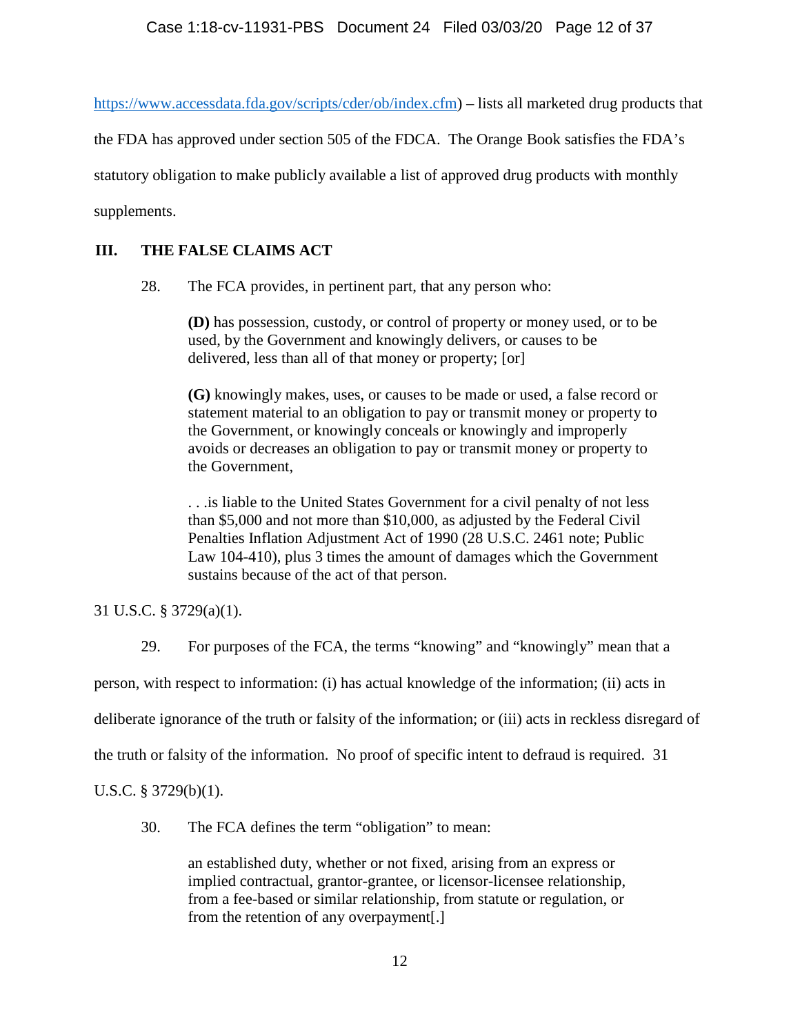https://www.accessdata.fda.gov/scripts/cder/ob/index.cfm) – lists all marketed drug products that the FDA has approved under section 505 of the FDCA. The Orange Book satisfies the FDA's statutory obligation to make publicly available a list of approved drug products with monthly supplements.

## III. THE FALSE CLAIMS ACT

28. The FCA provides, in pertinent part, that any person who:

> **(D)** has possession, custody, or control of property or money used, or to be used, by the Government and knowingly delivers, or causes to be delivered, less than all of that money or property; [or]
>
> **(G)** knowingly makes, uses, or causes to be made or used, a false record or statement material to an obligation to pay or transmit money or property to the Government, or knowingly conceals or knowingly and improperly avoids or decreases an obligation to pay or transmit money or property to the Government,
>
> . . .is liable to the United States Government for a civil penalty of not less than $5,000 and not more than $10,000, as adjusted by the Federal Civil Penalties Inflation Adjustment Act of 1990 (28 U.S.C. 2461 note; Public Law 104-410), plus 3 times the amount of damages which the Government sustains because of the act of that person.

31 U.S.C. § 3729(a)(1).

29. For purposes of the FCA, the terms "knowing" and "knowingly" mean that a person, with respect to information: (i) has actual knowledge of the information; (ii) acts in deliberate ignorance of the truth or falsity of the information; or (iii) acts in reckless disregard of the truth or falsity of the information. No proof of specific intent to defraud is required. 31 U.S.C. § 3729(b)(1).

30. The FCA defines the term "obligation" to mean:

> an established duty, whether or not fixed, arising from an express or implied contractual, grantor-grantee, or licensor-licensee relationship, from a fee-based or similar relationship, from statute or regulation, or from the retention of any overpayment[.]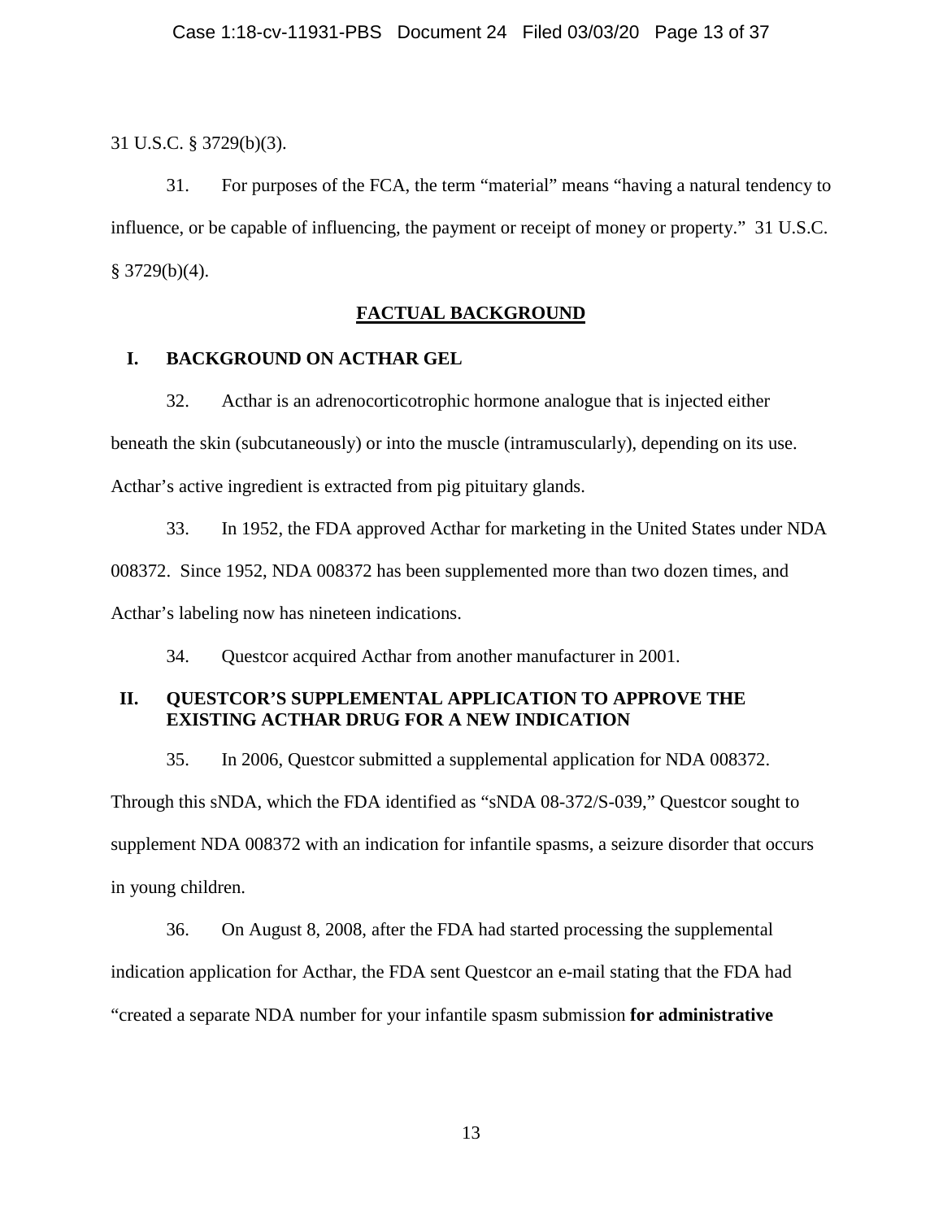31 U.S.C. § 3729(b)(3).

31. For purposes of the FCA, the term "material" means "having a natural tendency to influence, or be capable of influencing, the payment or receipt of money or property." 31 U.S.C. § 3729(b)(4).

## FACTUAL BACKGROUND

### I. BACKGROUND ON ACTHAR GEL

32. Acthar is an adrenocorticotrophic hormone analogue that is injected either beneath the skin (subcutaneously) or into the muscle (intramuscularly), depending on its use. Acthar's active ingredient is extracted from pig pituitary glands.

33. In 1952, the FDA approved Acthar for marketing in the United States under NDA 008372. Since 1952, NDA 008372 has been supplemented more than two dozen times, and Acthar's labeling now has nineteen indications.

34. Questcor acquired Acthar from another manufacturer in 2001.

### II. QUESTCOR'S SUPPLEMENTAL APPLICATION TO APPROVE THE EXISTING ACTHAR DRUG FOR A NEW INDICATION

35. In 2006, Questcor submitted a supplemental application for NDA 008372. Through this sNDA, which the FDA identified as "sNDA 08-372/S-039," Questcor sought to supplement NDA 008372 with an indication for infantile spasms, a seizure disorder that occurs in young children.

36. On August 8, 2008, after the FDA had started processing the supplemental indication application for Acthar, the FDA sent Questcor an e-mail stating that the FDA had "created a separate NDA number for your infantile spasm submission **for administrative**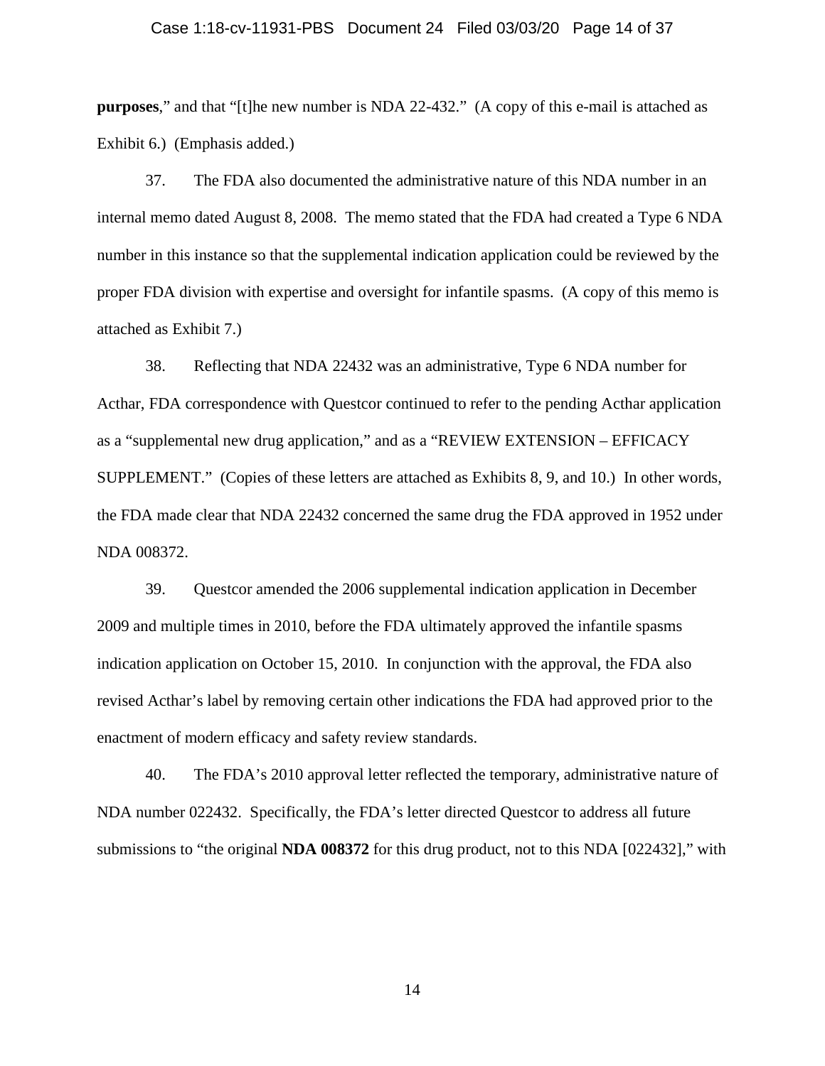**purposes**," and that "[t]he new number is NDA 22-432." (A copy of this e-mail is attached as Exhibit 6.) (Emphasis added.)

37. The FDA also documented the administrative nature of this NDA number in an internal memo dated August 8, 2008. The memo stated that the FDA had created a Type 6 NDA number in this instance so that the supplemental indication application could be reviewed by the proper FDA division with expertise and oversight for infantile spasms. (A copy of this memo is attached as Exhibit 7.)

38. Reflecting that NDA 22432 was an administrative, Type 6 NDA number for Acthar, FDA correspondence with Questcor continued to refer to the pending Acthar application as a "supplemental new drug application," and as a "REVIEW EXTENSION – EFFICACY SUPPLEMENT." (Copies of these letters are attached as Exhibits 8, 9, and 10.) In other words, the FDA made clear that NDA 22432 concerned the same drug the FDA approved in 1952 under NDA 008372.

39. Questcor amended the 2006 supplemental indication application in December 2009 and multiple times in 2010, before the FDA ultimately approved the infantile spasms indication application on October 15, 2010. In conjunction with the approval, the FDA also revised Acthar's label by removing certain other indications the FDA had approved prior to the enactment of modern efficacy and safety review standards.

40. The FDA's 2010 approval letter reflected the temporary, administrative nature of NDA number 022432. Specifically, the FDA's letter directed Questcor to address all future submissions to "the original **NDA 008372** for this drug product, not to this NDA [022432]," with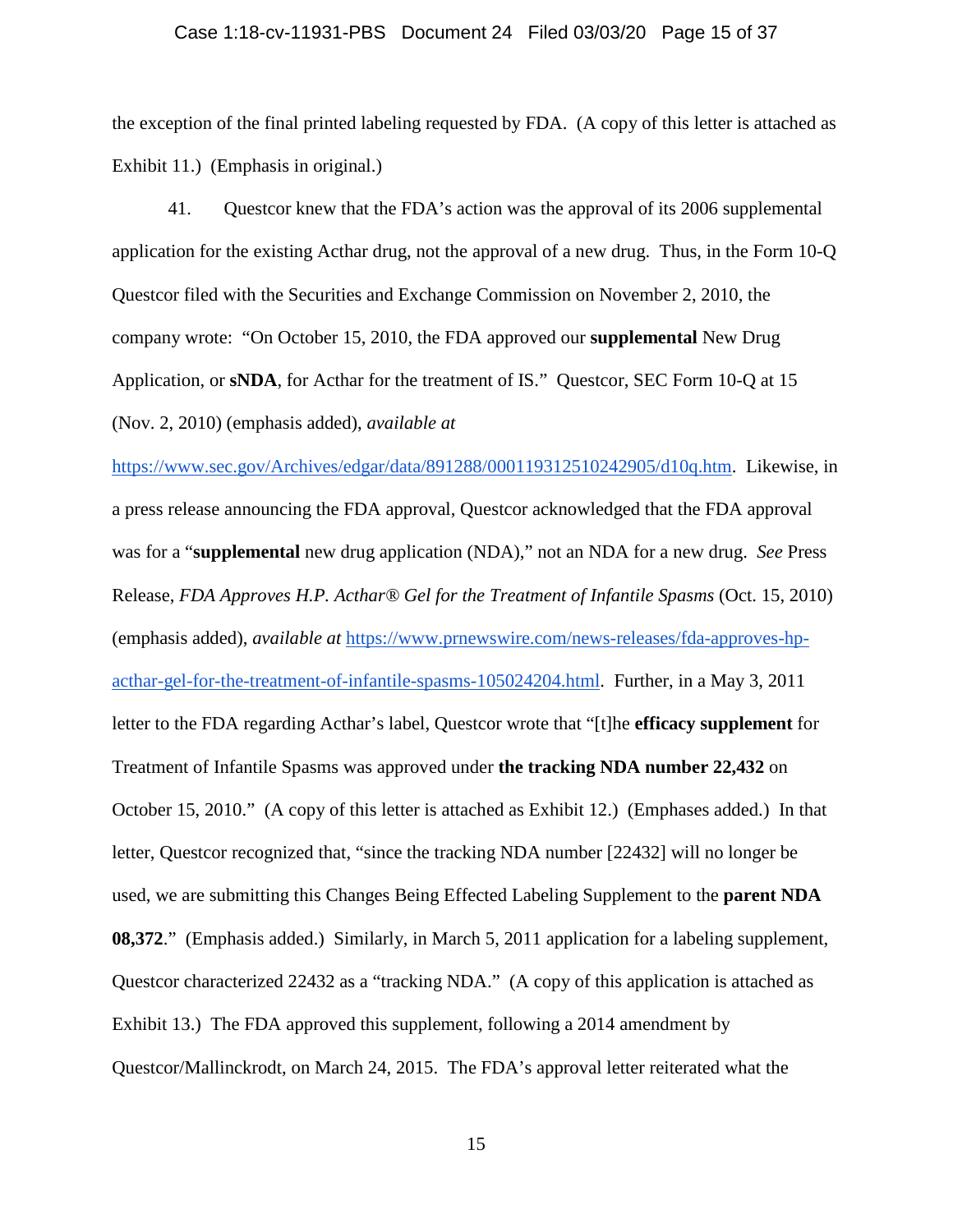the exception of the final printed labeling requested by FDA. (A copy of this letter is attached as Exhibit 11.) (Emphasis in original.)

41. Questcor knew that the FDA's action was the approval of its 2006 supplemental application for the existing Acthar drug, not the approval of a new drug. Thus, in the Form 10-Q Questcor filed with the Securities and Exchange Commission on November 2, 2010, the company wrote: "On October 15, 2010, the FDA approved our **supplemental** New Drug Application, or **sNDA**, for Acthar for the treatment of IS." Questcor, SEC Form 10-Q at 15 (Nov. 2, 2010) (emphasis added), *available at* https://www.sec.gov/Archives/edgar/data/891288/000119312510242905/d10q.htm. Likewise, in a press release announcing the FDA approval, Questcor acknowledged that the FDA approval was for a "**supplemental** new drug application (NDA)," not an NDA for a new drug. *See* Press Release, *FDA Approves H.P. Acthar® Gel for the Treatment of Infantile Spasms* (Oct. 15, 2010) (emphasis added), *available at* https://www.prnewswire.com/news-releases/fda-approves-hp-acthar-gel-for-the-treatment-of-infantile-spasms-105024204.html. Further, in a May 3, 2011 letter to the FDA regarding Acthar's label, Questcor wrote that "[t]he **efficacy supplement** for Treatment of Infantile Spasms was approved under **the tracking NDA number 22,432** on October 15, 2010." (A copy of this letter is attached as Exhibit 12.) (Emphases added.) In that letter, Questcor recognized that, "since the tracking NDA number [22432] will no longer be used, we are submitting this Changes Being Effected Labeling Supplement to the **parent NDA 08,372**." (Emphasis added.) Similarly, in March 5, 2011 application for a labeling supplement, Questcor characterized 22432 as a "tracking NDA." (A copy of this application is attached as Exhibit 13.) The FDA approved this supplement, following a 2014 amendment by Questcor/Mallinckrodt, on March 24, 2015. The FDA's approval letter reiterated what the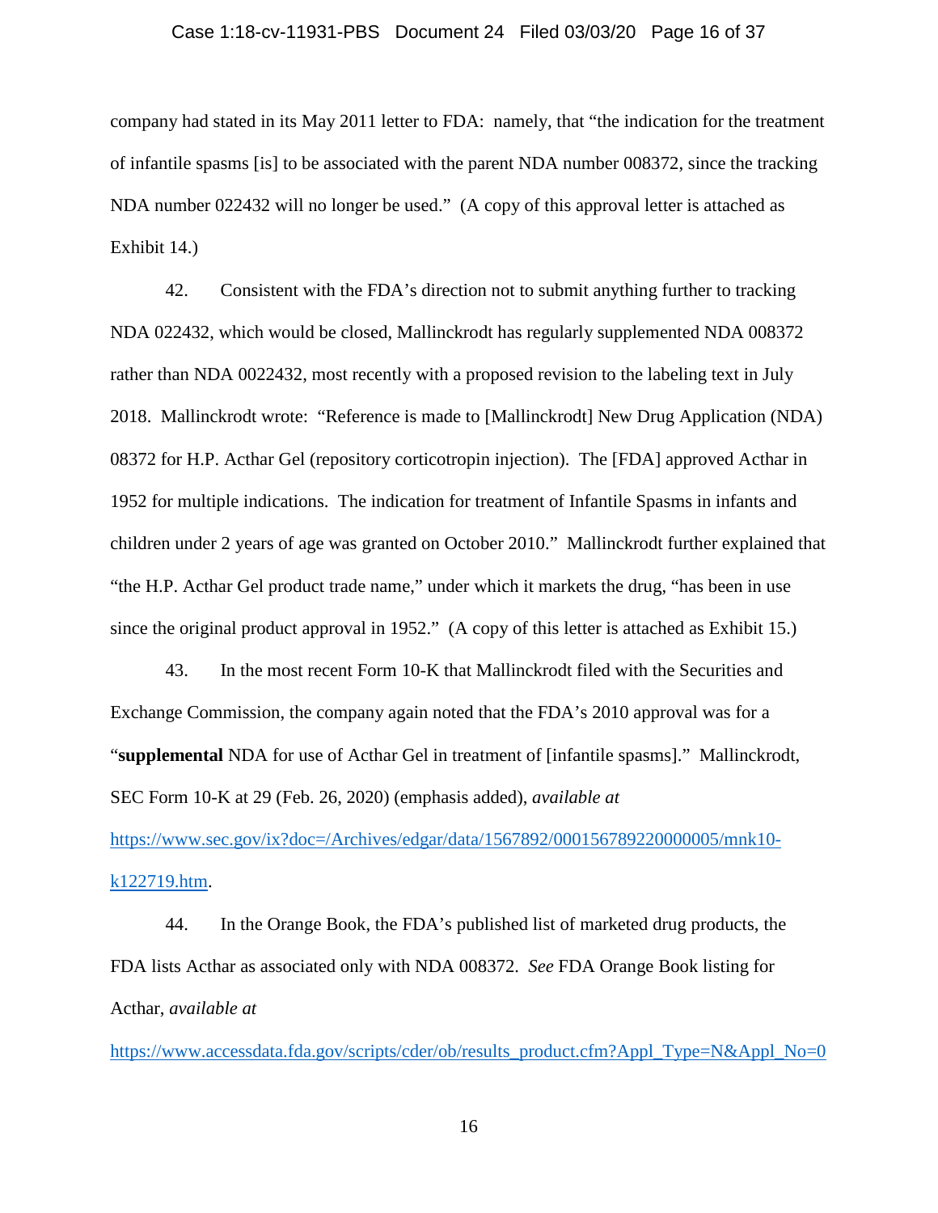company had stated in its May 2011 letter to FDA: namely, that "the indication for the treatment of infantile spasms [is] to be associated with the parent NDA number 008372, since the tracking NDA number 022432 will no longer be used." (A copy of this approval letter is attached as Exhibit 14.)

42. Consistent with the FDA's direction not to submit anything further to tracking NDA 022432, which would be closed, Mallinckrodt has regularly supplemented NDA 008372 rather than NDA 0022432, most recently with a proposed revision to the labeling text in July 2018. Mallinckrodt wrote: "Reference is made to [Mallinckrodt] New Drug Application (NDA) 08372 for H.P. Acthar Gel (repository corticotropin injection). The [FDA] approved Acthar in 1952 for multiple indications. The indication for treatment of Infantile Spasms in infants and children under 2 years of age was granted on October 2010." Mallinckrodt further explained that "the H.P. Acthar Gel product trade name," under which it markets the drug, "has been in use since the original product approval in 1952." (A copy of this letter is attached as Exhibit 15.)

43. In the most recent Form 10-K that Mallinckrodt filed with the Securities and Exchange Commission, the company again noted that the FDA's 2010 approval was for a "**supplemental** NDA for use of Acthar Gel in treatment of [infantile spasms]." Mallinckrodt, SEC Form 10-K at 29 (Feb. 26, 2020) (emphasis added), *available at* https://www.sec.gov/ix?doc=/Archives/edgar/data/1567892/000156789220000005/mnk10-k122719.htm.

44. In the Orange Book, the FDA's published list of marketed drug products, the FDA lists Acthar as associated only with NDA 008372. *See* FDA Orange Book listing for Acthar, *available at* https://www.accessdata.fda.gov/scripts/cder/ob/results_product.cfm?Appl_Type=N&Appl_No=0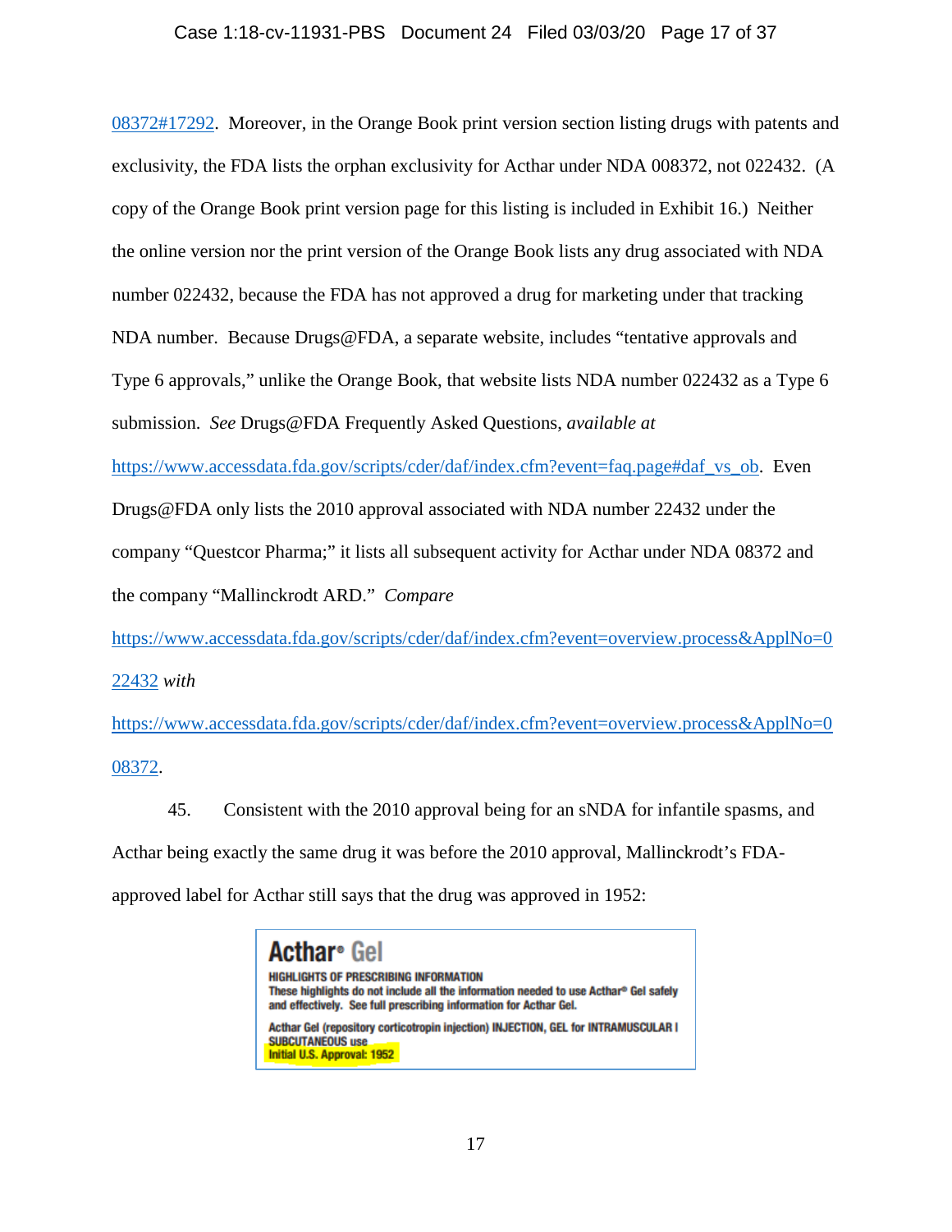08372#17292. Moreover, in the Orange Book print version section listing drugs with patents and exclusivity, the FDA lists the orphan exclusivity for Acthar under NDA 008372, not 022432. (A copy of the Orange Book print version page for this listing is included in Exhibit 16.) Neither the online version nor the print version of the Orange Book lists any drug associated with NDA number 022432, because the FDA has not approved a drug for marketing under that tracking NDA number. Because Drugs@FDA, a separate website, includes "tentative approvals and Type 6 approvals," unlike the Orange Book, that website lists NDA number 022432 as a Type 6 submission. *See* Drugs@FDA Frequently Asked Questions, *available at* https://www.accessdata.fda.gov/scripts/cder/daf/index.cfm?event=faq.page#daf_vs_ob. Even Drugs@FDA only lists the 2010 approval associated with NDA number 22432 under the company "Questcor Pharma;" it lists all subsequent activity for Acthar under NDA 08372 and the company "Mallinckrodt ARD." *Compare* https://www.accessdata.fda.gov/scripts/cder/daf/index.cfm?event=overview.process&ApplNo=022432 *with* https://www.accessdata.fda.gov/scripts/cder/daf/index.cfm?event=overview.process&ApplNo=008372.

45. Consistent with the 2010 approval being for an sNDA for infantile spasms, and Acthar being exactly the same drug it was before the 2010 approval, Mallinckrodt's FDA-approved label for Acthar still says that the drug was approved in 1952:

> **Acthar® Gel**
>
> **HIGHLIGHTS OF PRESCRIBING INFORMATION**
> **These highlights do not include all the information needed to use Acthar® Gel safely and effectively. See full prescribing information for Acthar Gel.**
>
> **Acthar Gel (repository corticotropin injection) INJECTION, GEL for INTRAMUSCULAR I SUBCUTANEOUS use**
> **Initial U.S. Approval: 1952**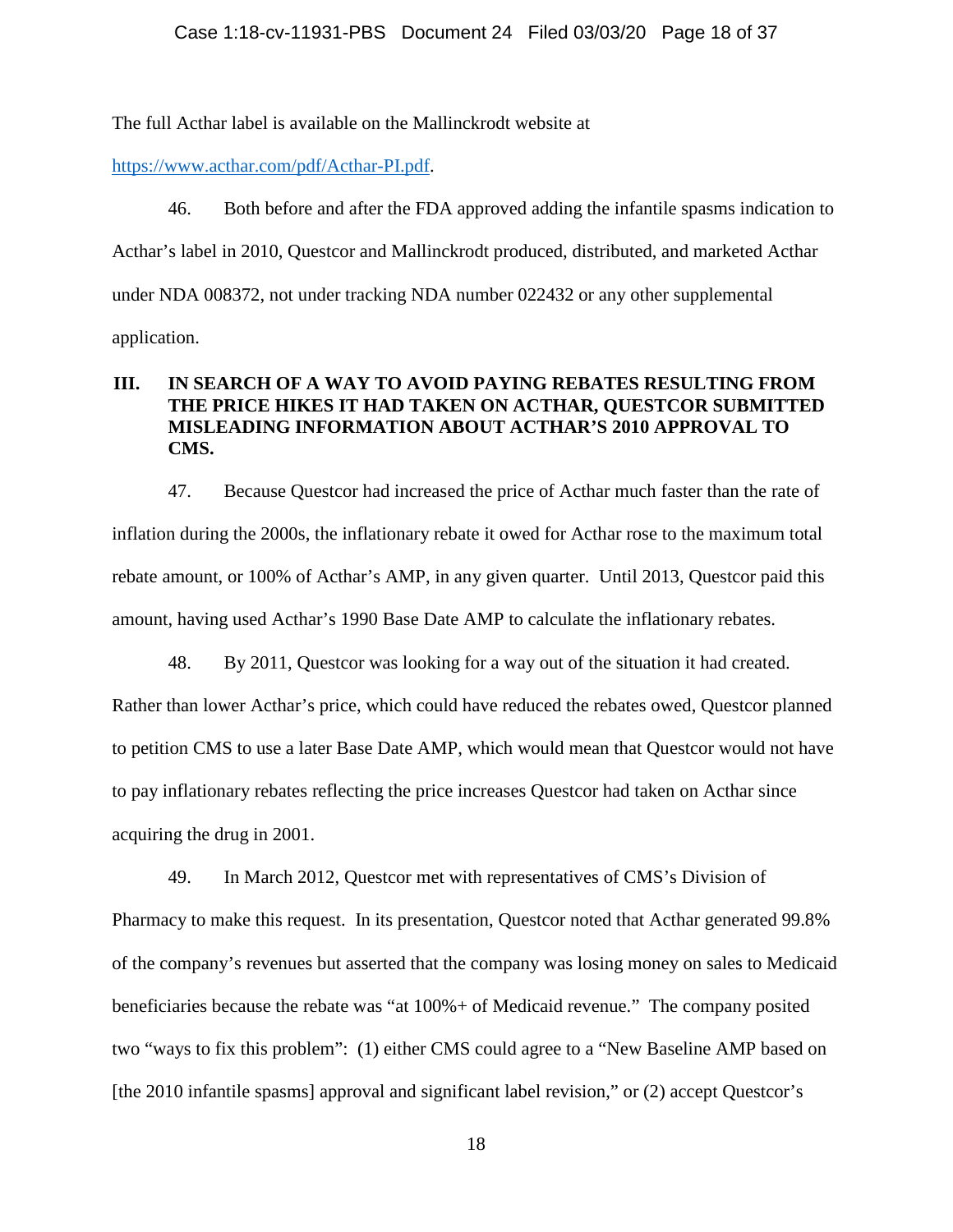The full Acthar label is available on the Mallinckrodt website at

https://www.acthar.com/pdf/Acthar-PI.pdf.

46. Both before and after the FDA approved adding the infantile spasms indication to Acthar's label in 2010, Questcor and Mallinckrodt produced, distributed, and marketed Acthar under NDA 008372, not under tracking NDA number 022432 or any other supplemental application.

## III. IN SEARCH OF A WAY TO AVOID PAYING REBATES RESULTING FROM THE PRICE HIKES IT HAD TAKEN ON ACTHAR, QUESTCOR SUBMITTED MISLEADING INFORMATION ABOUT ACTHAR'S 2010 APPROVAL TO CMS.

47. Because Questcor had increased the price of Acthar much faster than the rate of inflation during the 2000s, the inflationary rebate it owed for Acthar rose to the maximum total rebate amount, or 100% of Acthar's AMP, in any given quarter. Until 2013, Questcor paid this amount, having used Acthar's 1990 Base Date AMP to calculate the inflationary rebates.

48. By 2011, Questcor was looking for a way out of the situation it had created. Rather than lower Acthar's price, which could have reduced the rebates owed, Questcor planned to petition CMS to use a later Base Date AMP, which would mean that Questcor would not have to pay inflationary rebates reflecting the price increases Questcor had taken on Acthar since acquiring the drug in 2001.

49. In March 2012, Questcor met with representatives of CMS's Division of Pharmacy to make this request. In its presentation, Questcor noted that Acthar generated 99.8% of the company's revenues but asserted that the company was losing money on sales to Medicaid beneficiaries because the rebate was "at 100%+ of Medicaid revenue." The company posited two "ways to fix this problem": (1) either CMS could agree to a "New Baseline AMP based on [the 2010 infantile spasms] approval and significant label revision," or (2) accept Questcor's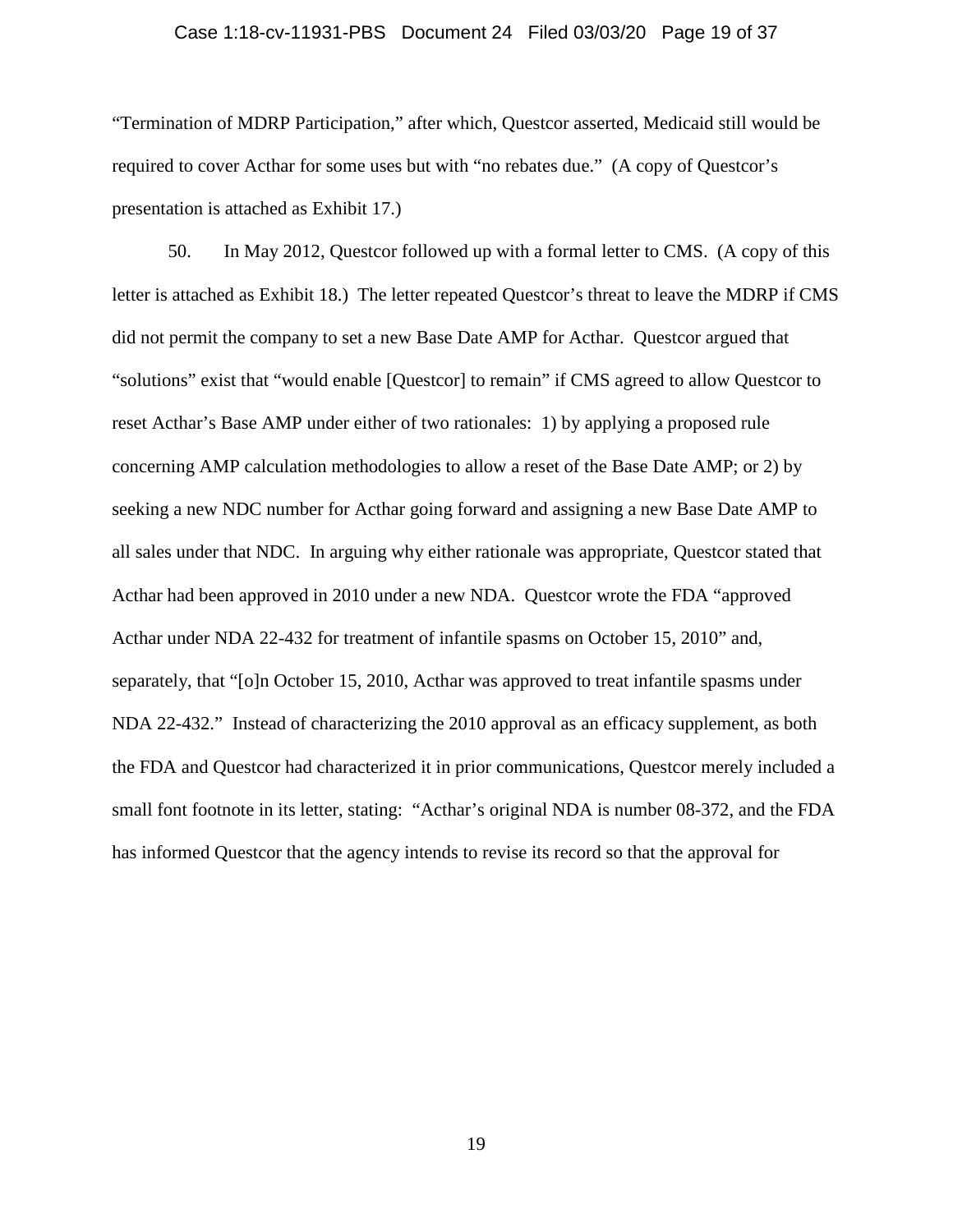"Termination of MDRP Participation," after which, Questcor asserted, Medicaid still would be required to cover Acthar for some uses but with "no rebates due." (A copy of Questcor's presentation is attached as Exhibit 17.)

50. In May 2012, Questcor followed up with a formal letter to CMS. (A copy of this letter is attached as Exhibit 18.) The letter repeated Questcor's threat to leave the MDRP if CMS did not permit the company to set a new Base Date AMP for Acthar. Questcor argued that "solutions" exist that "would enable [Questcor] to remain" if CMS agreed to allow Questcor to reset Acthar's Base AMP under either of two rationales: 1) by applying a proposed rule concerning AMP calculation methodologies to allow a reset of the Base Date AMP; or 2) by seeking a new NDC number for Acthar going forward and assigning a new Base Date AMP to all sales under that NDC. In arguing why either rationale was appropriate, Questcor stated that Acthar had been approved in 2010 under a new NDA. Questcor wrote the FDA "approved Acthar under NDA 22-432 for treatment of infantile spasms on October 15, 2010" and, separately, that "[o]n October 15, 2010, Acthar was approved to treat infantile spasms under NDA 22-432." Instead of characterizing the 2010 approval as an efficacy supplement, as both the FDA and Questcor had characterized it in prior communications, Questcor merely included a small font footnote in its letter, stating: "Acthar's original NDA is number 08-372, and the FDA has informed Questcor that the agency intends to revise its record so that the approval for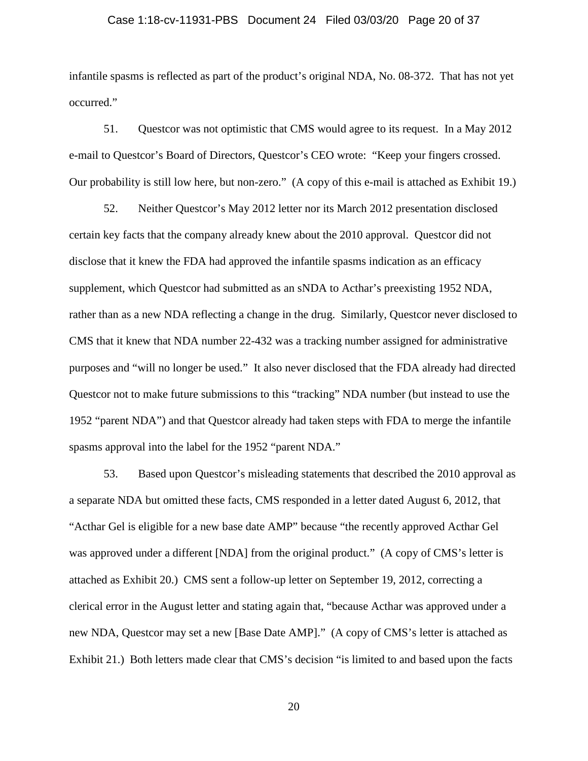infantile spasms is reflected as part of the product's original NDA, No. 08-372. That has not yet occurred."

51. Questcor was not optimistic that CMS would agree to its request. In a May 2012 e-mail to Questcor's Board of Directors, Questcor's CEO wrote: "Keep your fingers crossed. Our probability is still low here, but non-zero." (A copy of this e-mail is attached as Exhibit 19.)

52. Neither Questcor's May 2012 letter nor its March 2012 presentation disclosed certain key facts that the company already knew about the 2010 approval. Questcor did not disclose that it knew the FDA had approved the infantile spasms indication as an efficacy supplement, which Questcor had submitted as an sNDA to Acthar's preexisting 1952 NDA, rather than as a new NDA reflecting a change in the drug. Similarly, Questcor never disclosed to CMS that it knew that NDA number 22-432 was a tracking number assigned for administrative purposes and "will no longer be used." It also never disclosed that the FDA already had directed Questcor not to make future submissions to this "tracking" NDA number (but instead to use the 1952 "parent NDA") and that Questcor already had taken steps with FDA to merge the infantile spasms approval into the label for the 1952 "parent NDA."

53. Based upon Questcor's misleading statements that described the 2010 approval as a separate NDA but omitted these facts, CMS responded in a letter dated August 6, 2012, that "Acthar Gel is eligible for a new base date AMP" because "the recently approved Acthar Gel was approved under a different [NDA] from the original product." (A copy of CMS's letter is attached as Exhibit 20.) CMS sent a follow-up letter on September 19, 2012, correcting a clerical error in the August letter and stating again that, "because Acthar was approved under a new NDA, Questcor may set a new [Base Date AMP]." (A copy of CMS's letter is attached as Exhibit 21.) Both letters made clear that CMS's decision "is limited to and based upon the facts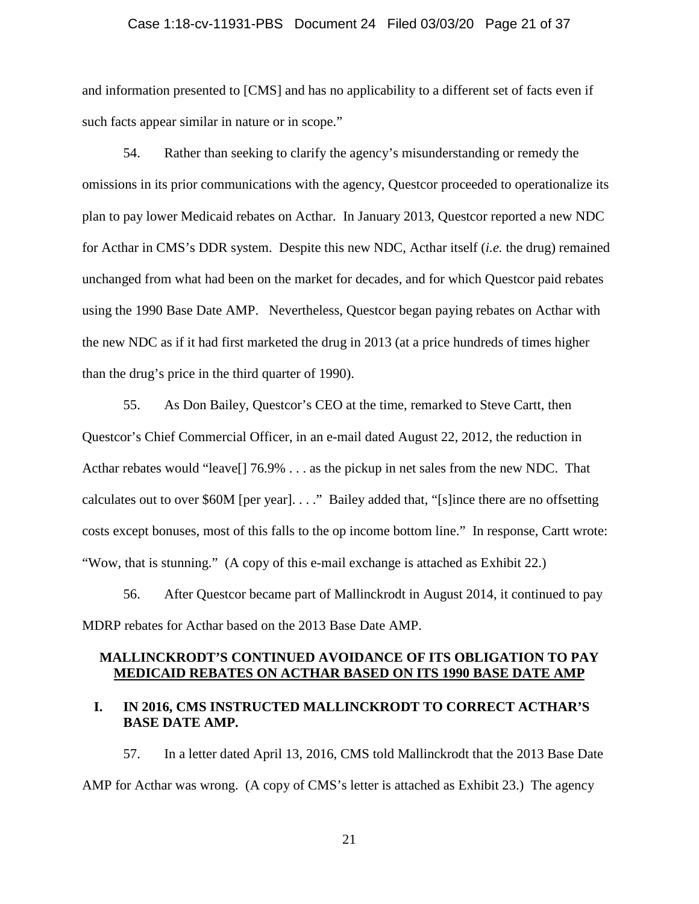and information presented to [CMS] and has no applicability to a different set of facts even if such facts appear similar in nature or in scope."

54. Rather than seeking to clarify the agency's misunderstanding or remedy the omissions in its prior communications with the agency, Questcor proceeded to operationalize its plan to pay lower Medicaid rebates on Acthar. In January 2013, Questcor reported a new NDC for Acthar in CMS's DDR system. Despite this new NDC, Acthar itself (*i.e.* the drug) remained unchanged from what had been on the market for decades, and for which Questcor paid rebates using the 1990 Base Date AMP. Nevertheless, Questcor began paying rebates on Acthar with the new NDC as if it had first marketed the drug in 2013 (at a price hundreds of times higher than the drug's price in the third quarter of 1990).

55. As Don Bailey, Questcor's CEO at the time, remarked to Steve Cartt, then Questcor's Chief Commercial Officer, in an e-mail dated August 22, 2012, the reduction in Acthar rebates would "leave[] 76.9% . . . as the pickup in net sales from the new NDC. That calculates out to over $60M [per year]. . . ." Bailey added that, "[s]ince there are no offsetting costs except bonuses, most of this falls to the op income bottom line." In response, Cartt wrote: "Wow, that is stunning." (A copy of this e-mail exchange is attached as Exhibit 22.)

56. After Questcor became part of Mallinckrodt in August 2014, it continued to pay MDRP rebates for Acthar based on the 2013 Base Date AMP.

## MALLINCKRODT'S CONTINUED AVOIDANCE OF ITS OBLIGATION TO PAY MEDICAID REBATES ON ACTHAR BASED ON ITS 1990 BASE DATE AMP

### I. IN 2016, CMS INSTRUCTED MALLINCKRODT TO CORRECT ACTHAR'S BASE DATE AMP.

57. In a letter dated April 13, 2016, CMS told Mallinckrodt that the 2013 Base Date AMP for Acthar was wrong. (A copy of CMS's letter is attached as Exhibit 23.) The agency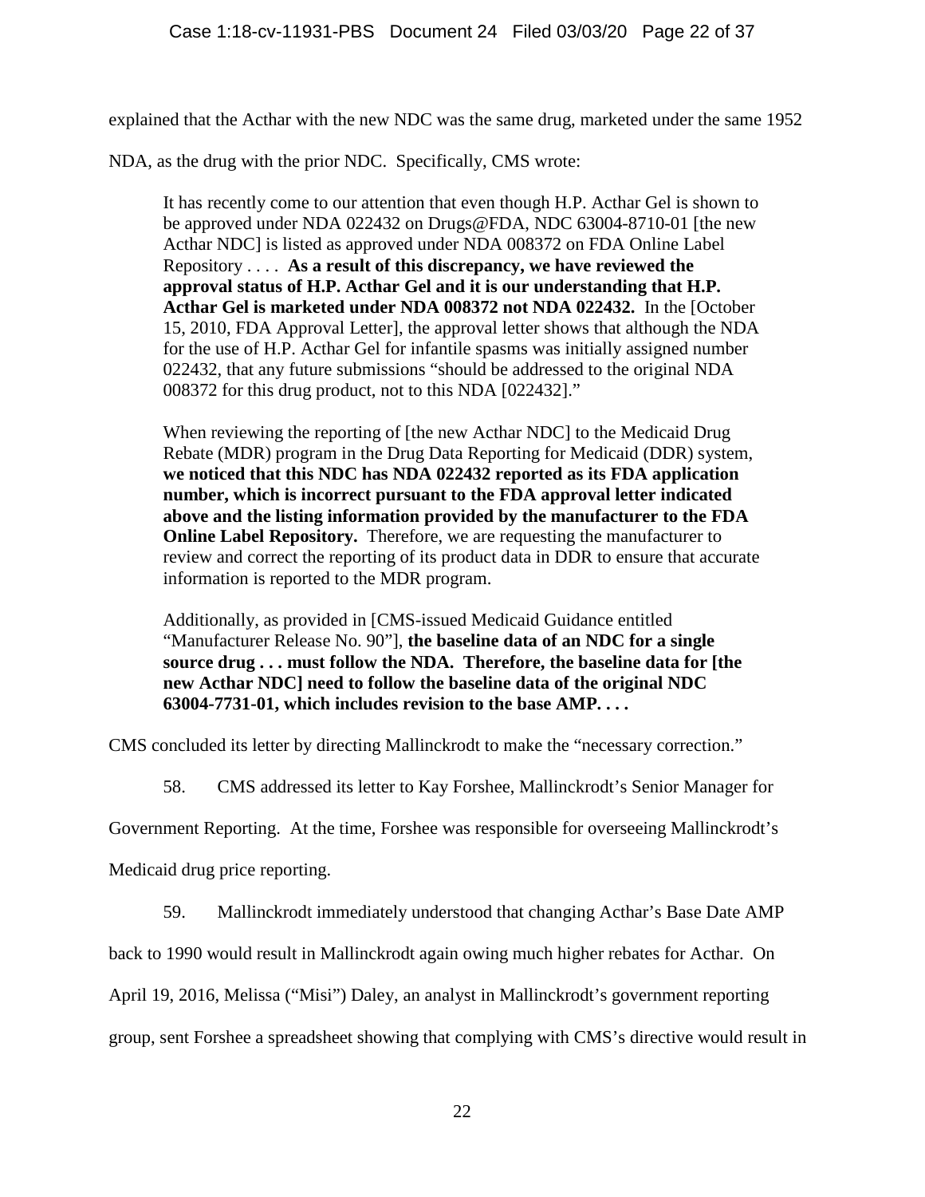explained that the Acthar with the new NDC was the same drug, marketed under the same 1952 NDA, as the drug with the prior NDC. Specifically, CMS wrote:

> It has recently come to our attention that even though H.P. Acthar Gel is shown to be approved under NDA 022432 on Drugs@FDA, NDC 63004-8710-01 [the new Acthar NDC] is listed as approved under NDA 008372 on FDA Online Label Repository . . . . **As a result of this discrepancy, we have reviewed the approval status of H.P. Acthar Gel and it is our understanding that H.P. Acthar Gel is marketed under NDA 008372 not NDA 022432.** In the [October 15, 2010, FDA Approval Letter], the approval letter shows that although the NDA for the use of H.P. Acthar Gel for infantile spasms was initially assigned number 022432, that any future submissions "should be addressed to the original NDA 008372 for this drug product, not to this NDA [022432]."
>
> When reviewing the reporting of [the new Acthar NDC] to the Medicaid Drug Rebate (MDR) program in the Drug Data Reporting for Medicaid (DDR) system, **we noticed that this NDC has NDA 022432 reported as its FDA application number, which is incorrect pursuant to the FDA approval letter indicated above and the listing information provided by the manufacturer to the FDA Online Label Repository.** Therefore, we are requesting the manufacturer to review and correct the reporting of its product data in DDR to ensure that accurate information is reported to the MDR program.
>
> Additionally, as provided in [CMS-issued Medicaid Guidance entitled "Manufacturer Release No. 90"], **the baseline data of an NDC for a single source drug . . . must follow the NDA. Therefore, the baseline data for [the new Acthar NDC] need to follow the baseline data of the original NDC 63004-7731-01, which includes revision to the base AMP. . . .**

CMS concluded its letter by directing Mallinckrodt to make the "necessary correction."

58. CMS addressed its letter to Kay Forshee, Mallinckrodt's Senior Manager for Government Reporting. At the time, Forshee was responsible for overseeing Mallinckrodt's Medicaid drug price reporting.

59. Mallinckrodt immediately understood that changing Acthar's Base Date AMP back to 1990 would result in Mallinckrodt again owing much higher rebates for Acthar. On April 19, 2016, Melissa ("Misi") Daley, an analyst in Mallinckrodt's government reporting group, sent Forshee a spreadsheet showing that complying with CMS's directive would result in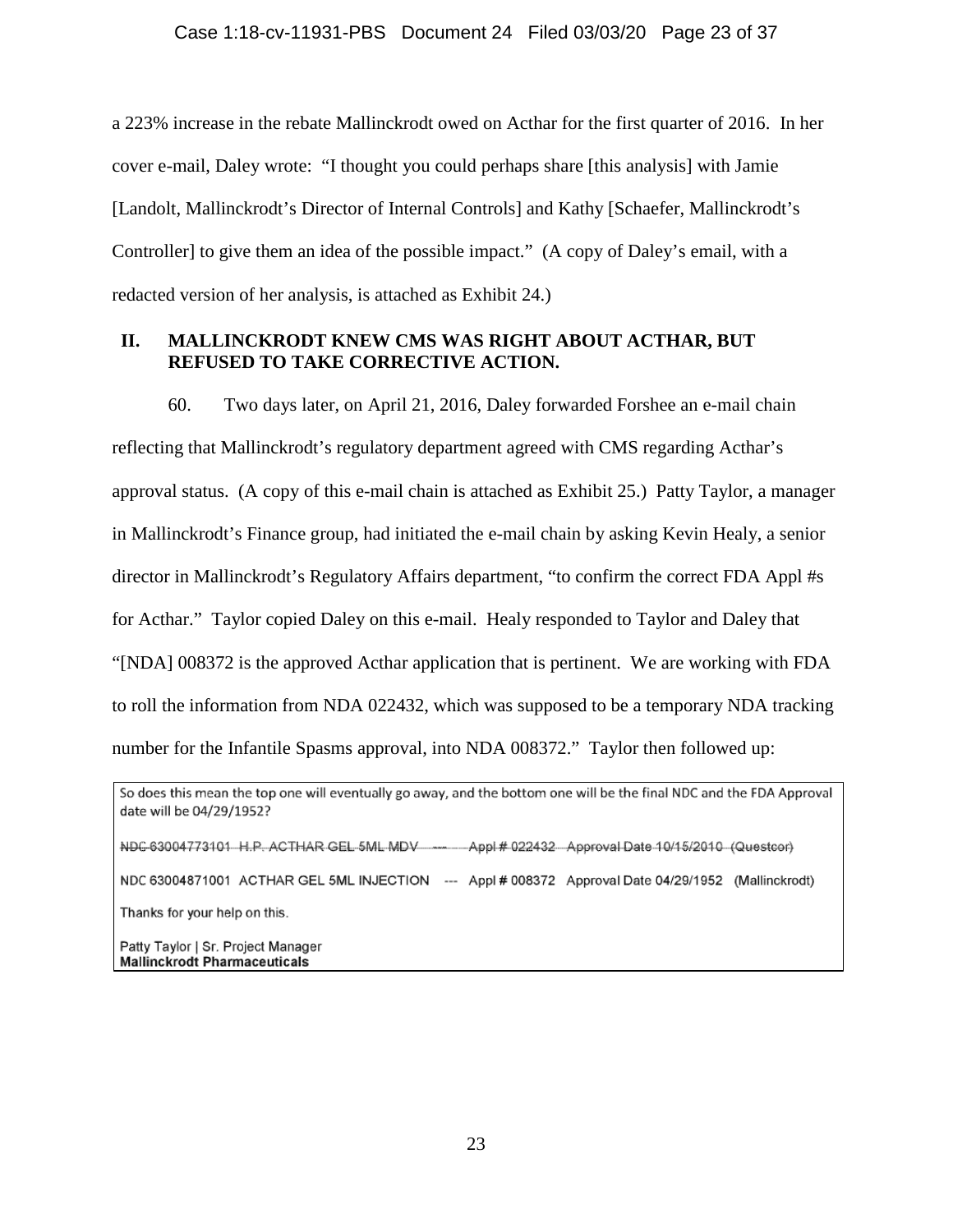a 223% increase in the rebate Mallinckrodt owed on Acthar for the first quarter of 2016. In her cover e-mail, Daley wrote: "I thought you could perhaps share [this analysis] with Jamie [Landolt, Mallinckrodt's Director of Internal Controls] and Kathy [Schaefer, Mallinckrodt's Controller] to give them an idea of the possible impact." (A copy of Daley's email, with a redacted version of her analysis, is attached as Exhibit 24.)

## II. MALLINCKRODT KNEW CMS WAS RIGHT ABOUT ACTHAR, BUT REFUSED TO TAKE CORRECTIVE ACTION.

60. Two days later, on April 21, 2016, Daley forwarded Forshee an e-mail chain reflecting that Mallinckrodt's regulatory department agreed with CMS regarding Acthar's approval status. (A copy of this e-mail chain is attached as Exhibit 25.) Patty Taylor, a manager in Mallinckrodt's Finance group, had initiated the e-mail chain by asking Kevin Healy, a senior director in Mallinckrodt's Regulatory Affairs department, "to confirm the correct FDA Appl #s for Acthar." Taylor copied Daley on this e-mail. Healy responded to Taylor and Daley that "[NDA] 008372 is the approved Acthar application that is pertinent. We are working with FDA to roll the information from NDA 022432, which was supposed to be a temporary NDA tracking number for the Infantile Spasms approval, into NDA 008372." Taylor then followed up:

> So does this mean the top one will eventually go away, and the bottom one will be the final NDC and the FDA Approval date will be 04/29/1952?
>
> ~~NDC 63004773101 H.P. ACTHAR GEL 5ML MDV --- Appl # 022432 Approval Date 10/15/2010 (Questcor)~~
>
> NDC 63004871001 ACTHAR GEL 5ML INJECTION --- Appl # 008372 Approval Date 04/29/1952 (Mallinckrodt)
>
> Thanks for your help on this.
>
> Patty Taylor | Sr. Project Manager
> **Mallinckrodt Pharmaceuticals**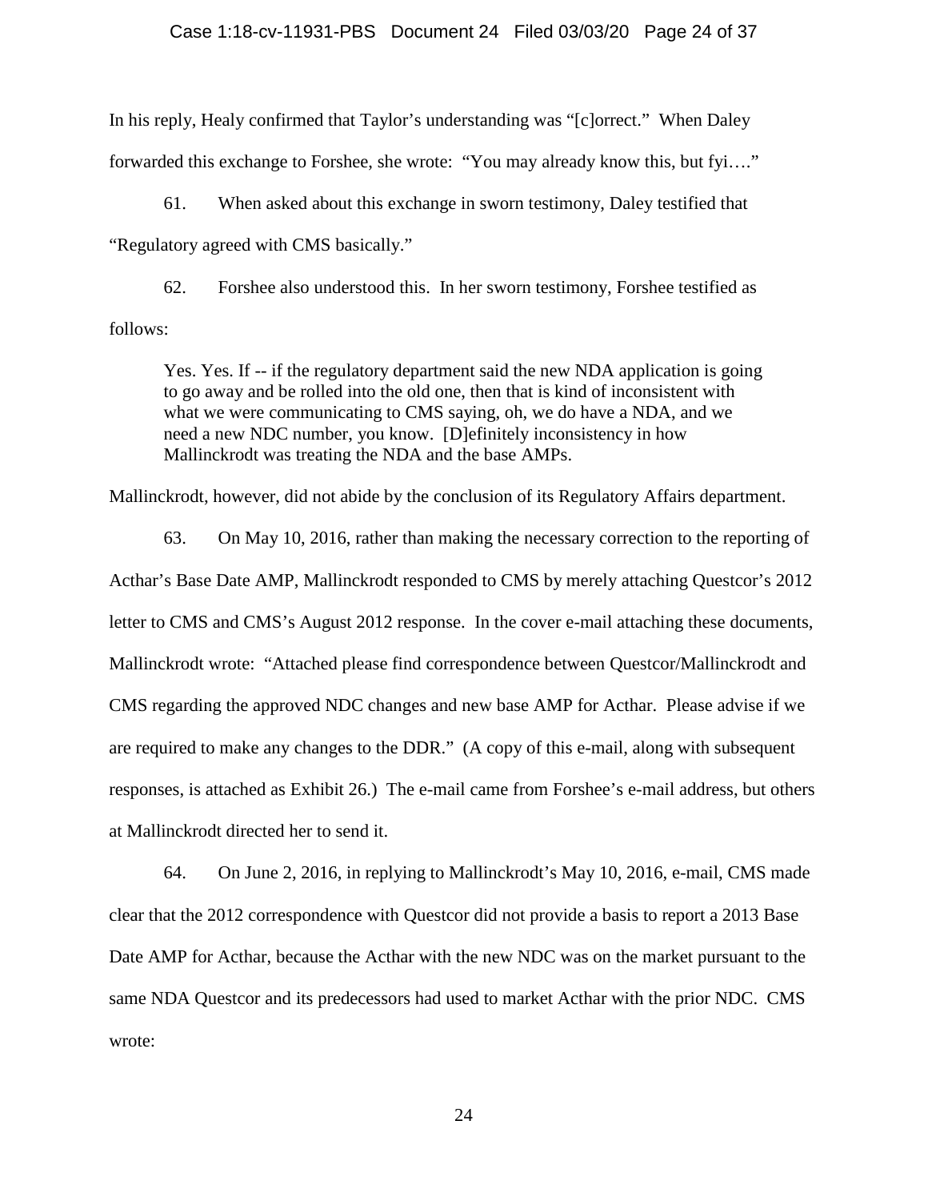In his reply, Healy confirmed that Taylor's understanding was "[c]orrect." When Daley forwarded this exchange to Forshee, she wrote: "You may already know this, but fyi…."

61. When asked about this exchange in sworn testimony, Daley testified that "Regulatory agreed with CMS basically."

62. Forshee also understood this. In her sworn testimony, Forshee testified as follows:

> Yes. Yes. If -- if the regulatory department said the new NDA application is going to go away and be rolled into the old one, then that is kind of inconsistent with what we were communicating to CMS saying, oh, we do have a NDA, and we need a new NDC number, you know. [D]efinitely inconsistency in how Mallinckrodt was treating the NDA and the base AMPs.

Mallinckrodt, however, did not abide by the conclusion of its Regulatory Affairs department.

63. On May 10, 2016, rather than making the necessary correction to the reporting of Acthar's Base Date AMP, Mallinckrodt responded to CMS by merely attaching Questcor's 2012 letter to CMS and CMS's August 2012 response. In the cover e-mail attaching these documents, Mallinckrodt wrote: "Attached please find correspondence between Questcor/Mallinckrodt and CMS regarding the approved NDC changes and new base AMP for Acthar. Please advise if we are required to make any changes to the DDR." (A copy of this e-mail, along with subsequent responses, is attached as Exhibit 26.) The e-mail came from Forshee's e-mail address, but others at Mallinckrodt directed her to send it.

64. On June 2, 2016, in replying to Mallinckrodt's May 10, 2016, e-mail, CMS made clear that the 2012 correspondence with Questcor did not provide a basis to report a 2013 Base Date AMP for Acthar, because the Acthar with the new NDC was on the market pursuant to the same NDA Questcor and its predecessors had used to market Acthar with the prior NDC. CMS wrote: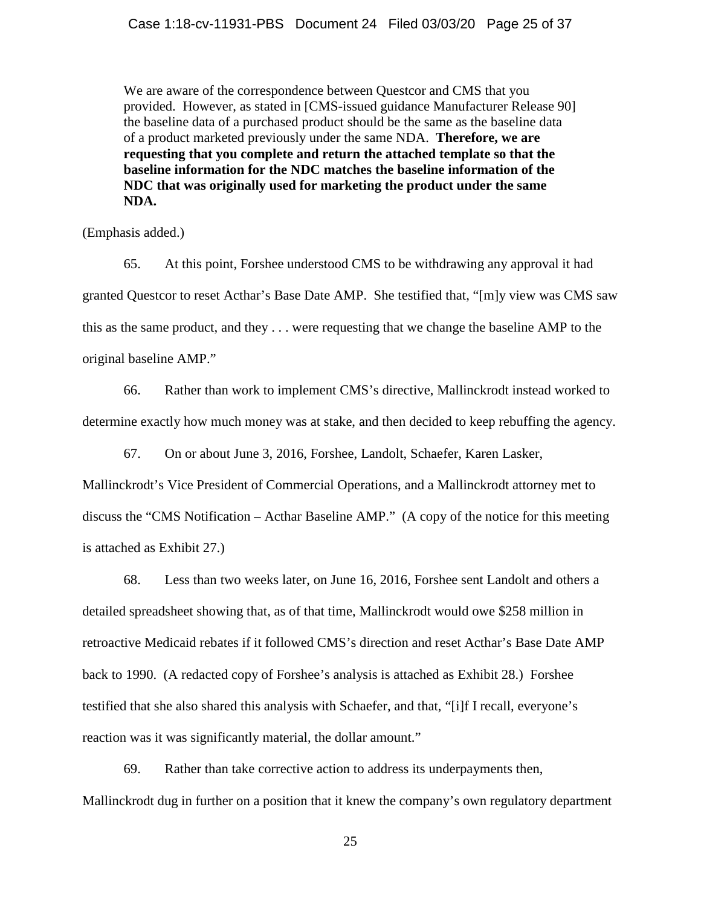> We are aware of the correspondence between Questcor and CMS that you provided. However, as stated in [CMS-issued guidance Manufacturer Release 90] the baseline data of a purchased product should be the same as the baseline data of a product marketed previously under the same NDA. **Therefore, we are requesting that you complete and return the attached template so that the baseline information for the NDC matches the baseline information of the NDC that was originally used for marketing the product under the same NDA.**

(Emphasis added.)

65. At this point, Forshee understood CMS to be withdrawing any approval it had granted Questcor to reset Acthar's Base Date AMP. She testified that, "[m]y view was CMS saw this as the same product, and they . . . were requesting that we change the baseline AMP to the original baseline AMP."

66. Rather than work to implement CMS's directive, Mallinckrodt instead worked to determine exactly how much money was at stake, and then decided to keep rebuffing the agency.

67. On or about June 3, 2016, Forshee, Landolt, Schaefer, Karen Lasker, Mallinckrodt's Vice President of Commercial Operations, and a Mallinckrodt attorney met to discuss the "CMS Notification – Acthar Baseline AMP." (A copy of the notice for this meeting is attached as Exhibit 27.)

68. Less than two weeks later, on June 16, 2016, Forshee sent Landolt and others a detailed spreadsheet showing that, as of that time, Mallinckrodt would owe $258 million in retroactive Medicaid rebates if it followed CMS's direction and reset Acthar's Base Date AMP back to 1990. (A redacted copy of Forshee's analysis is attached as Exhibit 28.) Forshee testified that she also shared this analysis with Schaefer, and that, "[i]f I recall, everyone's reaction was it was significantly material, the dollar amount."

69. Rather than take corrective action to address its underpayments then, Mallinckrodt dug in further on a position that it knew the company's own regulatory department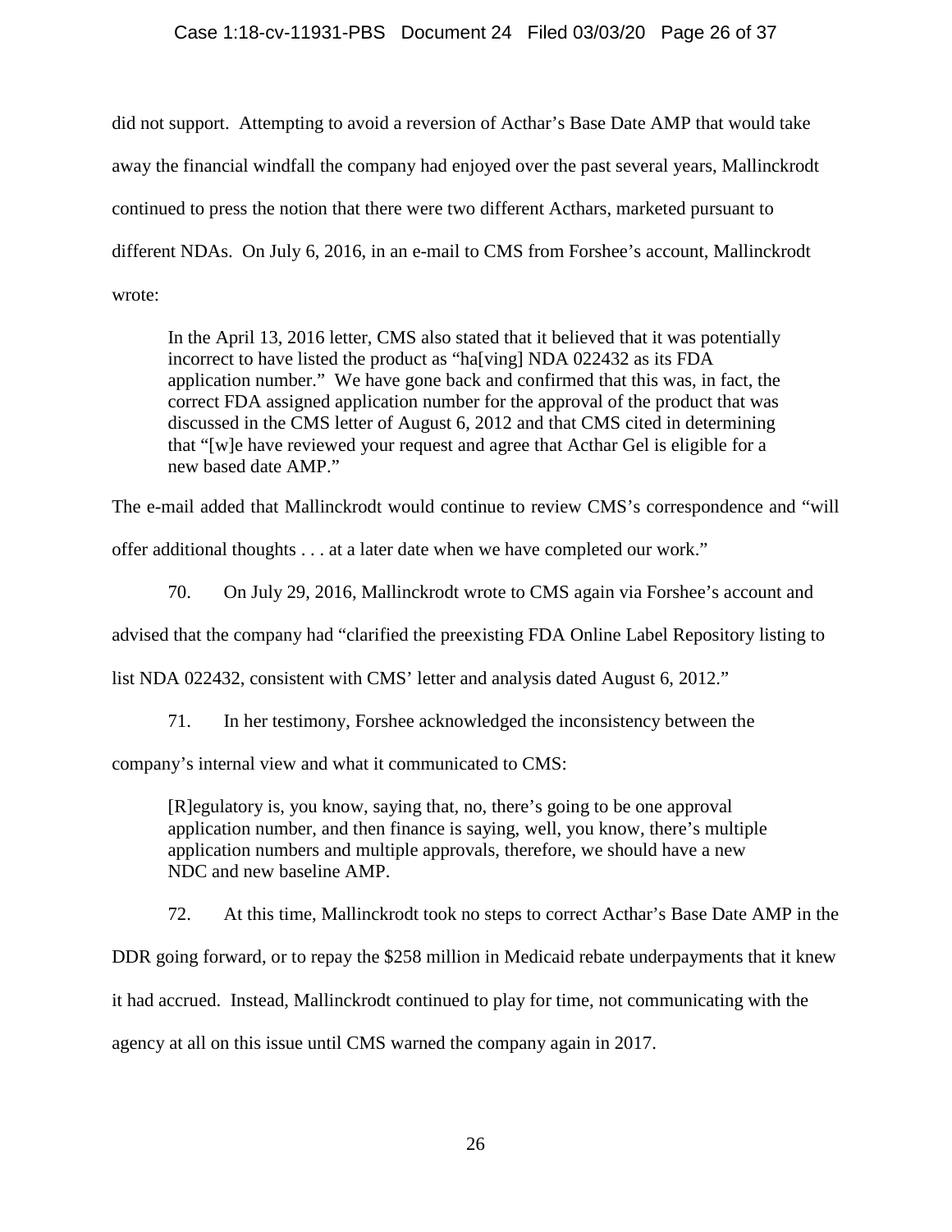did not support. Attempting to avoid a reversion of Acthar's Base Date AMP that would take away the financial windfall the company had enjoyed over the past several years, Mallinckrodt continued to press the notion that there were two different Acthars, marketed pursuant to different NDAs. On July 6, 2016, in an e-mail to CMS from Forshee's account, Mallinckrodt wrote:

> In the April 13, 2016 letter, CMS also stated that it believed that it was potentially incorrect to have listed the product as "ha[ving] NDA 022432 as its FDA application number." We have gone back and confirmed that this was, in fact, the correct FDA assigned application number for the approval of the product that was discussed in the CMS letter of August 6, 2012 and that CMS cited in determining that "[w]e have reviewed your request and agree that Acthar Gel is eligible for a new based date AMP."

The e-mail added that Mallinckrodt would continue to review CMS's correspondence and "will offer additional thoughts . . . at a later date when we have completed our work."

70. On July 29, 2016, Mallinckrodt wrote to CMS again via Forshee's account and advised that the company had "clarified the preexisting FDA Online Label Repository listing to list NDA 022432, consistent with CMS' letter and analysis dated August 6, 2012."

71. In her testimony, Forshee acknowledged the inconsistency between the company's internal view and what it communicated to CMS:

> [R]egulatory is, you know, saying that, no, there's going to be one approval application number, and then finance is saying, well, you know, there's multiple application numbers and multiple approvals, therefore, we should have a new NDC and new baseline AMP.

72. At this time, Mallinckrodt took no steps to correct Acthar's Base Date AMP in the DDR going forward, or to repay the $258 million in Medicaid rebate underpayments that it knew it had accrued. Instead, Mallinckrodt continued to play for time, not communicating with the agency at all on this issue until CMS warned the company again in 2017.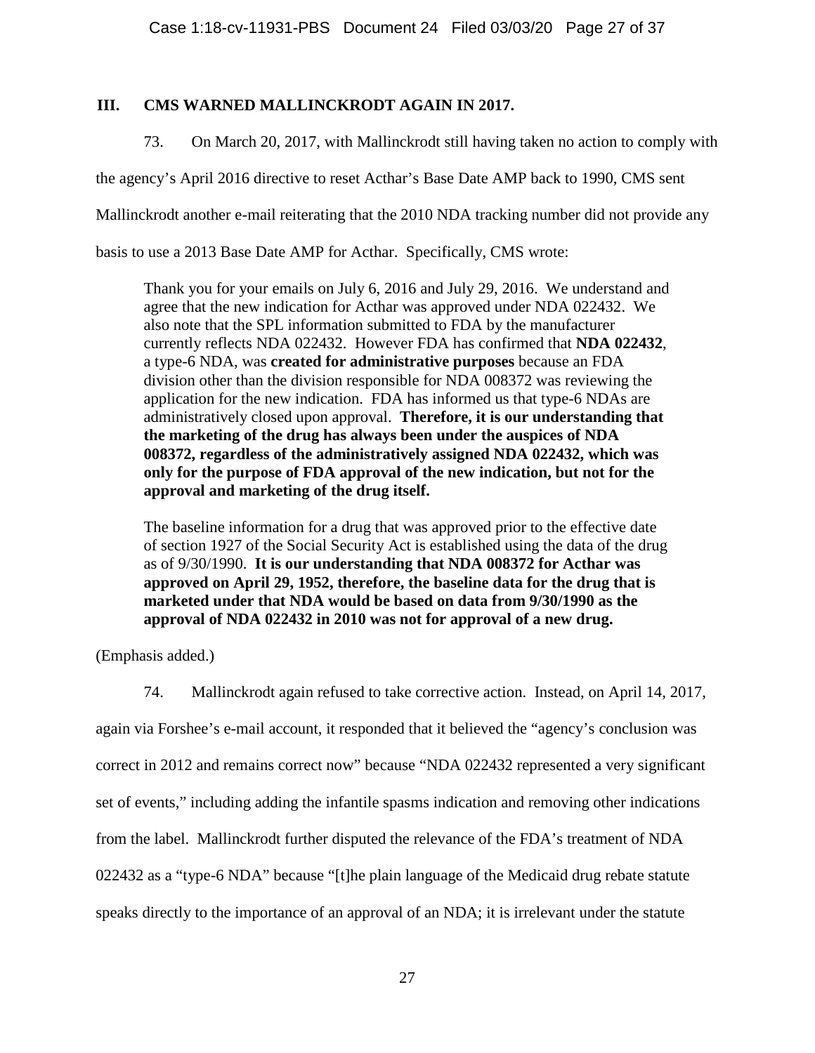## III. CMS WARNED MALLINCKRODT AGAIN IN 2017.

73. On March 20, 2017, with Mallinckrodt still having taken no action to comply with the agency's April 2016 directive to reset Acthar's Base Date AMP back to 1990, CMS sent Mallinckrodt another e-mail reiterating that the 2010 NDA tracking number did not provide any basis to use a 2013 Base Date AMP for Acthar. Specifically, CMS wrote:

> Thank you for your emails on July 6, 2016 and July 29, 2016. We understand and agree that the new indication for Acthar was approved under NDA 022432. We also note that the SPL information submitted to FDA by the manufacturer currently reflects NDA 022432. However FDA has confirmed that **NDA 022432**, a type-6 NDA, was **created for administrative purposes** because an FDA division other than the division responsible for NDA 008372 was reviewing the application for the new indication. FDA has informed us that type-6 NDAs are administratively closed upon approval. **Therefore, it is our understanding that the marketing of the drug has always been under the auspices of NDA 008372, regardless of the administratively assigned NDA 022432, which was only for the purpose of FDA approval of the new indication, but not for the approval and marketing of the drug itself.**
>
> The baseline information for a drug that was approved prior to the effective date of section 1927 of the Social Security Act is established using the data of the drug as of 9/30/1990. **It is our understanding that NDA 008372 for Acthar was approved on April 29, 1952, therefore, the baseline data for the drug that is marketed under that NDA would be based on data from 9/30/1990 as the approval of NDA 022432 in 2010 was not for approval of a new drug.**

(Emphasis added.)

74. Mallinckrodt again refused to take corrective action. Instead, on April 14, 2017, again via Forshee's e-mail account, it responded that it believed the "agency's conclusion was correct in 2012 and remains correct now" because "NDA 022432 represented a very significant set of events," including adding the infantile spasms indication and removing other indications from the label. Mallinckrodt further disputed the relevance of the FDA's treatment of NDA 022432 as a "type-6 NDA" because "[t]he plain language of the Medicaid drug rebate statute speaks directly to the importance of an approval of an NDA; it is irrelevant under the statute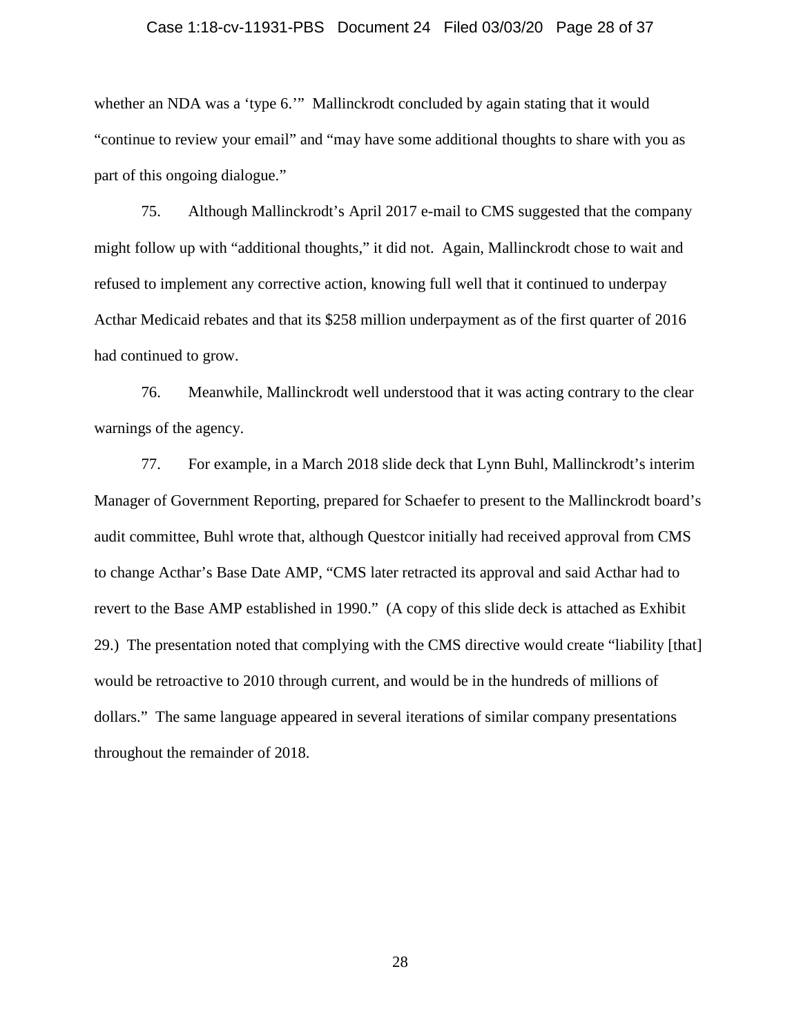whether an NDA was a 'type 6.'" Mallinckrodt concluded by again stating that it would "continue to review your email" and "may have some additional thoughts to share with you as part of this ongoing dialogue."

75. Although Mallinckrodt's April 2017 e-mail to CMS suggested that the company might follow up with "additional thoughts," it did not. Again, Mallinckrodt chose to wait and refused to implement any corrective action, knowing full well that it continued to underpay Acthar Medicaid rebates and that its $258 million underpayment as of the first quarter of 2016 had continued to grow.

76. Meanwhile, Mallinckrodt well understood that it was acting contrary to the clear warnings of the agency.

77. For example, in a March 2018 slide deck that Lynn Buhl, Mallinckrodt's interim Manager of Government Reporting, prepared for Schaefer to present to the Mallinckrodt board's audit committee, Buhl wrote that, although Questcor initially had received approval from CMS to change Acthar's Base Date AMP, "CMS later retracted its approval and said Acthar had to revert to the Base AMP established in 1990." (A copy of this slide deck is attached as Exhibit 29.) The presentation noted that complying with the CMS directive would create "liability [that] would be retroactive to 2010 through current, and would be in the hundreds of millions of dollars." The same language appeared in several iterations of similar company presentations throughout the remainder of 2018.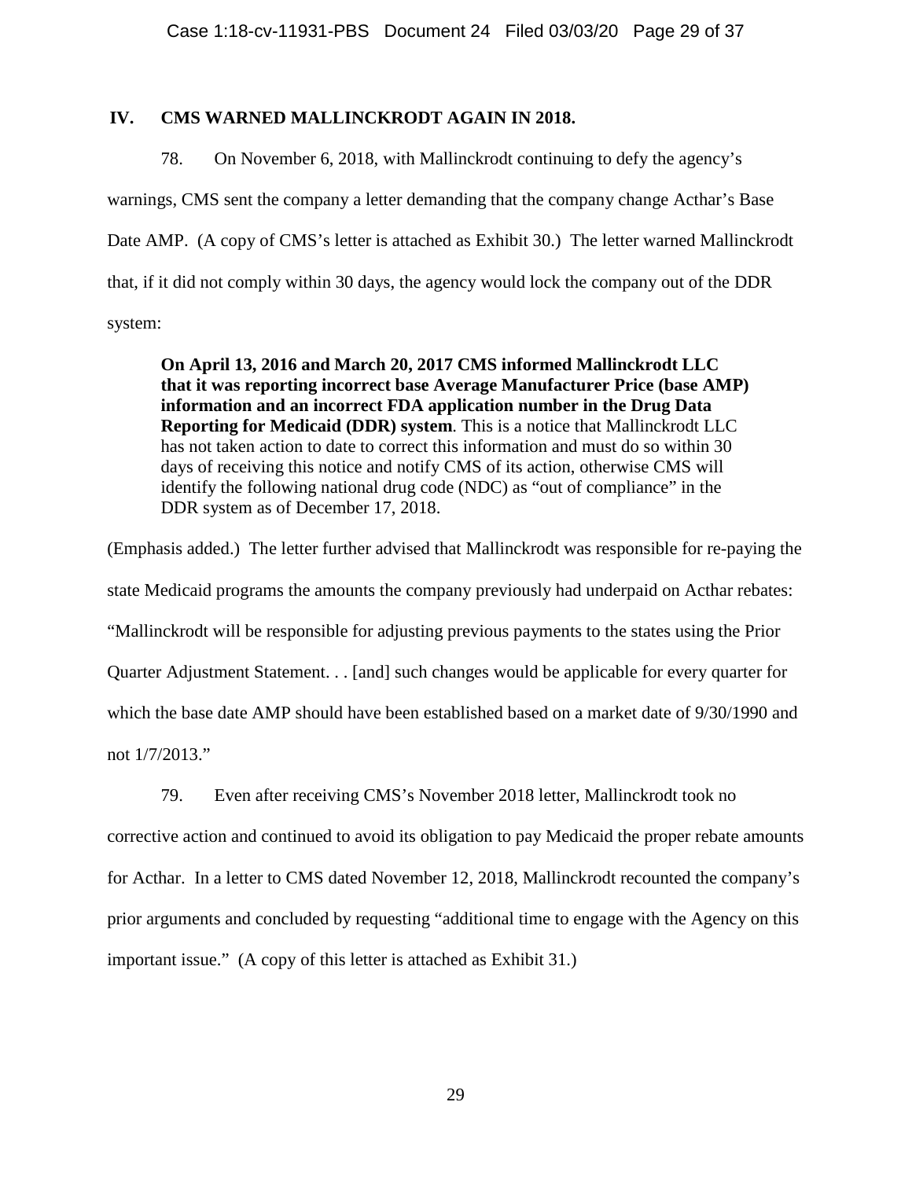## IV. CMS WARNED MALLINCKRODT AGAIN IN 2018.

78. On November 6, 2018, with Mallinckrodt continuing to defy the agency's warnings, CMS sent the company a letter demanding that the company change Acthar's Base Date AMP. (A copy of CMS's letter is attached as Exhibit 30.) The letter warned Mallinckrodt that, if it did not comply within 30 days, the agency would lock the company out of the DDR system:

> **On April 13, 2016 and March 20, 2017 CMS informed Mallinckrodt LLC that it was reporting incorrect base Average Manufacturer Price (base AMP) information and an incorrect FDA application number in the Drug Data Reporting for Medicaid (DDR) system**. This is a notice that Mallinckrodt LLC has not taken action to date to correct this information and must do so within 30 days of receiving this notice and notify CMS of its action, otherwise CMS will identify the following national drug code (NDC) as "out of compliance" in the DDR system as of December 17, 2018.

(Emphasis added.) The letter further advised that Mallinckrodt was responsible for re-paying the state Medicaid programs the amounts the company previously had underpaid on Acthar rebates: "Mallinckrodt will be responsible for adjusting previous payments to the states using the Prior Quarter Adjustment Statement. . . [and] such changes would be applicable for every quarter for which the base date AMP should have been established based on a market date of 9/30/1990 and not 1/7/2013."

79. Even after receiving CMS's November 2018 letter, Mallinckrodt took no corrective action and continued to avoid its obligation to pay Medicaid the proper rebate amounts for Acthar. In a letter to CMS dated November 12, 2018, Mallinckrodt recounted the company's prior arguments and concluded by requesting "additional time to engage with the Agency on this important issue." (A copy of this letter is attached as Exhibit 31.)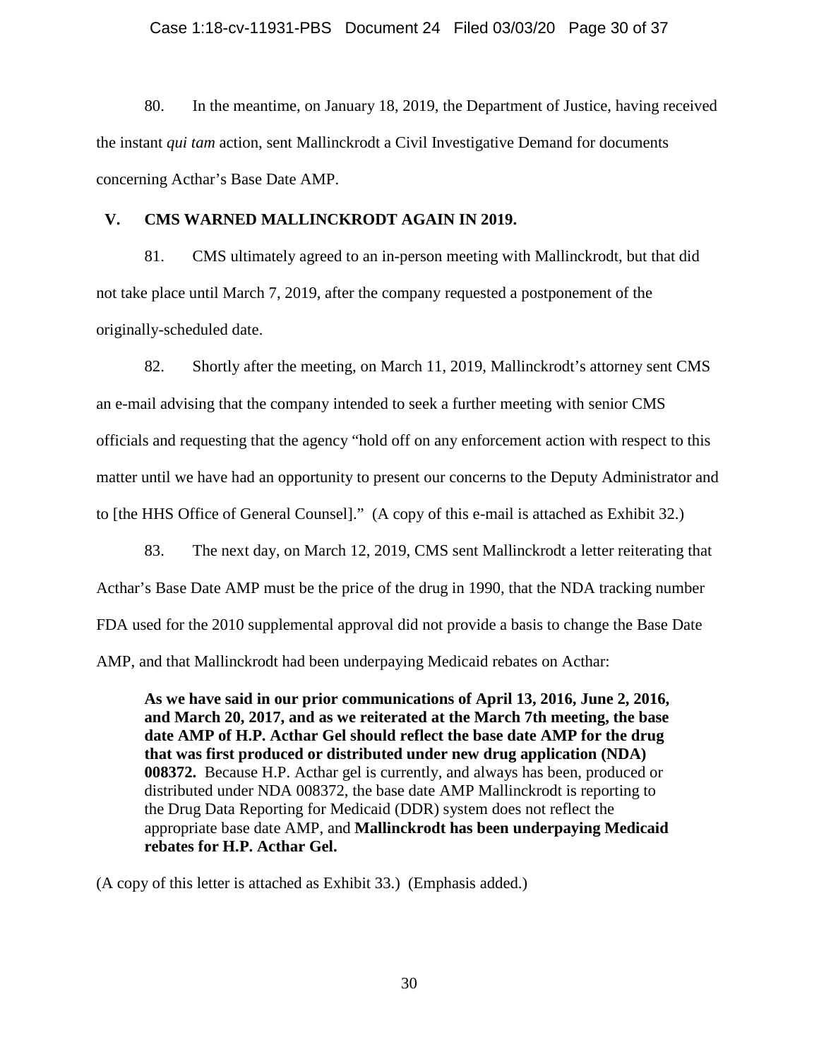80. In the meantime, on January 18, 2019, the Department of Justice, having received the instant *qui tam* action, sent Mallinckrodt a Civil Investigative Demand for documents concerning Acthar's Base Date AMP.

## V. CMS WARNED MALLINCKRODT AGAIN IN 2019.

81. CMS ultimately agreed to an in-person meeting with Mallinckrodt, but that did not take place until March 7, 2019, after the company requested a postponement of the originally-scheduled date.

82. Shortly after the meeting, on March 11, 2019, Mallinckrodt's attorney sent CMS an e-mail advising that the company intended to seek a further meeting with senior CMS officials and requesting that the agency "hold off on any enforcement action with respect to this matter until we have had an opportunity to present our concerns to the Deputy Administrator and to [the HHS Office of General Counsel]." (A copy of this e-mail is attached as Exhibit 32.)

83. The next day, on March 12, 2019, CMS sent Mallinckrodt a letter reiterating that Acthar's Base Date AMP must be the price of the drug in 1990, that the NDA tracking number FDA used for the 2010 supplemental approval did not provide a basis to change the Base Date AMP, and that Mallinckrodt had been underpaying Medicaid rebates on Acthar:

> **As we have said in our prior communications of April 13, 2016, June 2, 2016, and March 20, 2017, and as we reiterated at the March 7th meeting, the base date AMP of H.P. Acthar Gel should reflect the base date AMP for the drug that was first produced or distributed under new drug application (NDA) 008372.** Because H.P. Acthar gel is currently, and always has been, produced or distributed under NDA 008372, the base date AMP Mallinckrodt is reporting to the Drug Data Reporting for Medicaid (DDR) system does not reflect the appropriate base date AMP, and **Mallinckrodt has been underpaying Medicaid rebates for H.P. Acthar Gel.**

(A copy of this letter is attached as Exhibit 33.) (Emphasis added.)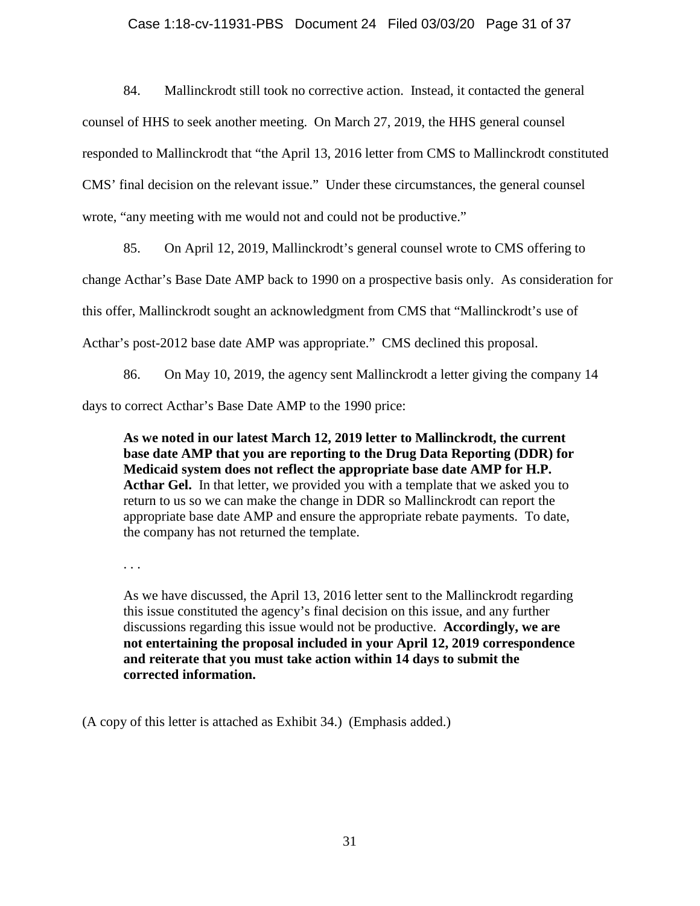84. Mallinckrodt still took no corrective action. Instead, it contacted the general counsel of HHS to seek another meeting. On March 27, 2019, the HHS general counsel responded to Mallinckrodt that "the April 13, 2016 letter from CMS to Mallinckrodt constituted CMS' final decision on the relevant issue." Under these circumstances, the general counsel wrote, "any meeting with me would not and could not be productive."

85. On April 12, 2019, Mallinckrodt's general counsel wrote to CMS offering to change Acthar's Base Date AMP back to 1990 on a prospective basis only. As consideration for this offer, Mallinckrodt sought an acknowledgment from CMS that "Mallinckrodt's use of Acthar's post-2012 base date AMP was appropriate." CMS declined this proposal.

86. On May 10, 2019, the agency sent Mallinckrodt a letter giving the company 14 days to correct Acthar's Base Date AMP to the 1990 price:

> **As we noted in our latest March 12, 2019 letter to Mallinckrodt, the current base date AMP that you are reporting to the Drug Data Reporting (DDR) for Medicaid system does not reflect the appropriate base date AMP for H.P. Acthar Gel.** In that letter, we provided you with a template that we asked you to return to us so we can make the change in DDR so Mallinckrodt can report the appropriate base date AMP and ensure the appropriate rebate payments. To date, the company has not returned the template.
>
> . . .
>
> As we have discussed, the April 13, 2016 letter sent to the Mallinckrodt regarding this issue constituted the agency's final decision on this issue, and any further discussions regarding this issue would not be productive. **Accordingly, we are not entertaining the proposal included in your April 12, 2019 correspondence and reiterate that you must take action within 14 days to submit the corrected information.**

(A copy of this letter is attached as Exhibit 34.) (Emphasis added.)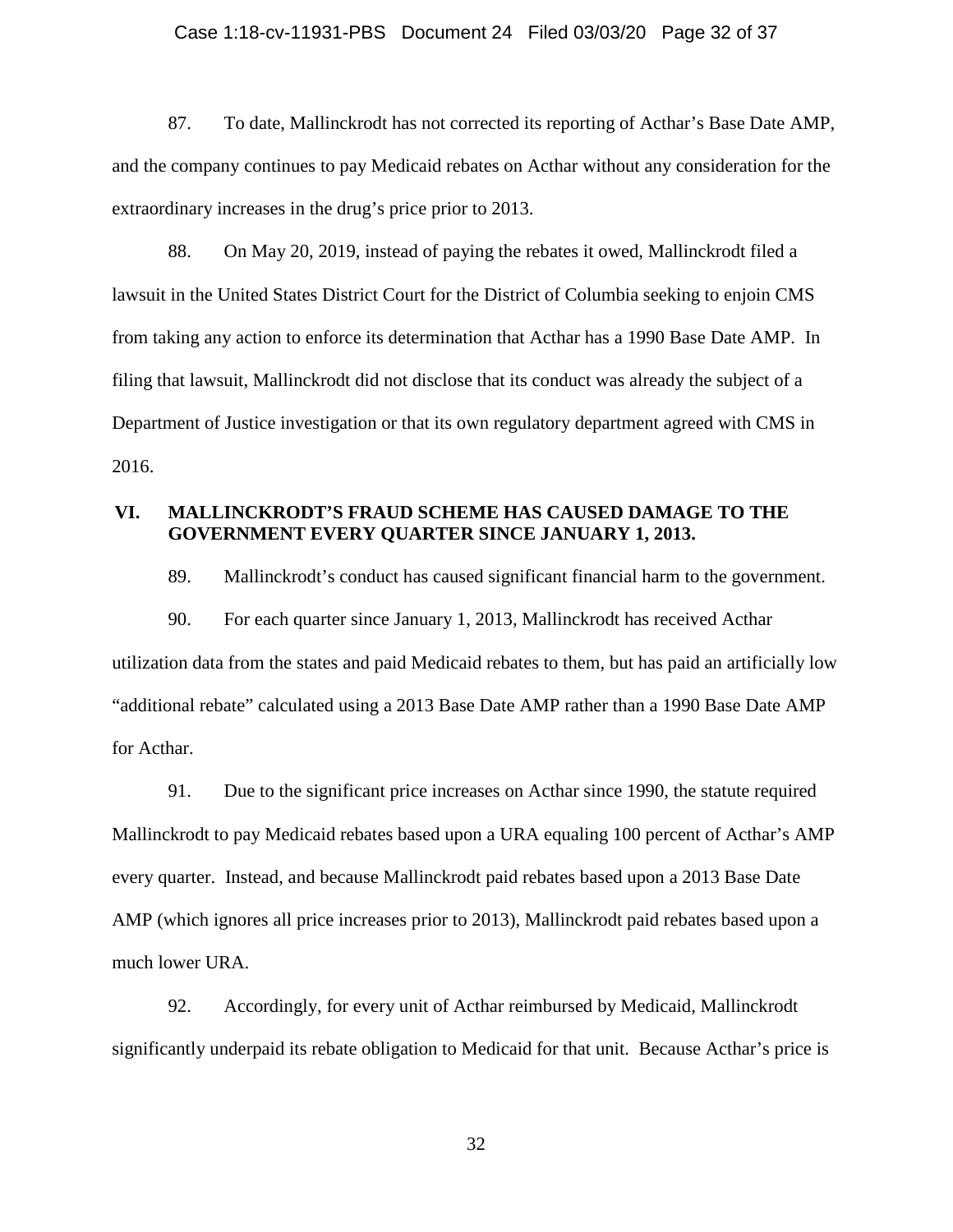87. To date, Mallinckrodt has not corrected its reporting of Acthar's Base Date AMP, and the company continues to pay Medicaid rebates on Acthar without any consideration for the extraordinary increases in the drug's price prior to 2013.

88. On May 20, 2019, instead of paying the rebates it owed, Mallinckrodt filed a lawsuit in the United States District Court for the District of Columbia seeking to enjoin CMS from taking any action to enforce its determination that Acthar has a 1990 Base Date AMP. In filing that lawsuit, Mallinckrodt did not disclose that its conduct was already the subject of a Department of Justice investigation or that its own regulatory department agreed with CMS in 2016.

## VI. MALLINCKRODT'S FRAUD SCHEME HAS CAUSED DAMAGE TO THE GOVERNMENT EVERY QUARTER SINCE JANUARY 1, 2013.

89. Mallinckrodt's conduct has caused significant financial harm to the government.

90. For each quarter since January 1, 2013, Mallinckrodt has received Acthar utilization data from the states and paid Medicaid rebates to them, but has paid an artificially low "additional rebate" calculated using a 2013 Base Date AMP rather than a 1990 Base Date AMP for Acthar.

91. Due to the significant price increases on Acthar since 1990, the statute required Mallinckrodt to pay Medicaid rebates based upon a URA equaling 100 percent of Acthar's AMP every quarter. Instead, and because Mallinckrodt paid rebates based upon a 2013 Base Date AMP (which ignores all price increases prior to 2013), Mallinckrodt paid rebates based upon a much lower URA.

92. Accordingly, for every unit of Acthar reimbursed by Medicaid, Mallinckrodt significantly underpaid its rebate obligation to Medicaid for that unit. Because Acthar's price is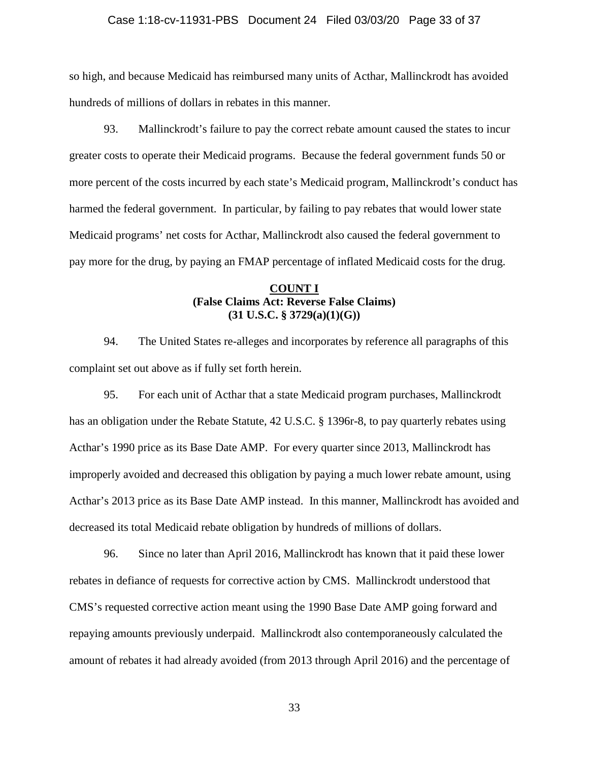so high, and because Medicaid has reimbursed many units of Acthar, Mallinckrodt has avoided hundreds of millions of dollars in rebates in this manner.

93. Mallinckrodt's failure to pay the correct rebate amount caused the states to incur greater costs to operate their Medicaid programs. Because the federal government funds 50 or more percent of the costs incurred by each state's Medicaid program, Mallinckrodt's conduct has harmed the federal government. In particular, by failing to pay rebates that would lower state Medicaid programs' net costs for Acthar, Mallinckrodt also caused the federal government to pay more for the drug, by paying an FMAP percentage of inflated Medicaid costs for the drug.

**COUNT I**
**(False Claims Act: Reverse False Claims)**
**(31 U.S.C. § 3729(a)(1)(G))**

94. The United States re-alleges and incorporates by reference all paragraphs of this complaint set out above as if fully set forth herein.

95. For each unit of Acthar that a state Medicaid program purchases, Mallinckrodt has an obligation under the Rebate Statute, 42 U.S.C. § 1396r-8, to pay quarterly rebates using Acthar's 1990 price as its Base Date AMP. For every quarter since 2013, Mallinckrodt has improperly avoided and decreased this obligation by paying a much lower rebate amount, using Acthar's 2013 price as its Base Date AMP instead. In this manner, Mallinckrodt has avoided and decreased its total Medicaid rebate obligation by hundreds of millions of dollars.

96. Since no later than April 2016, Mallinckrodt has known that it paid these lower rebates in defiance of requests for corrective action by CMS. Mallinckrodt understood that CMS's requested corrective action meant using the 1990 Base Date AMP going forward and repaying amounts previously underpaid. Mallinckrodt also contemporaneously calculated the amount of rebates it had already avoided (from 2013 through April 2016) and the percentage of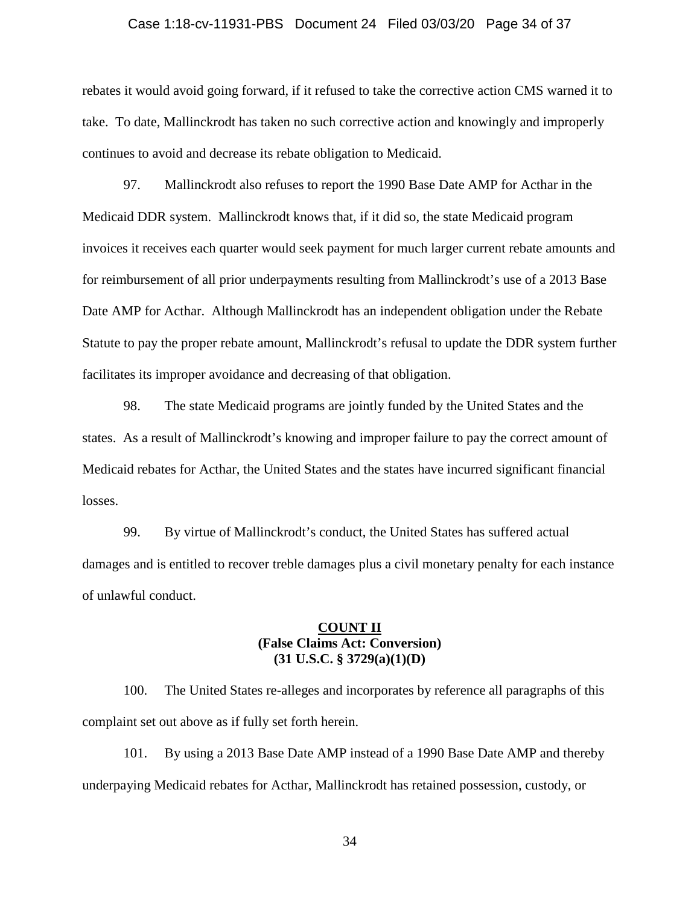rebates it would avoid going forward, if it refused to take the corrective action CMS warned it to take. To date, Mallinckrodt has taken no such corrective action and knowingly and improperly continues to avoid and decrease its rebate obligation to Medicaid.

97. Mallinckrodt also refuses to report the 1990 Base Date AMP for Acthar in the Medicaid DDR system. Mallinckrodt knows that, if it did so, the state Medicaid program invoices it receives each quarter would seek payment for much larger current rebate amounts and for reimbursement of all prior underpayments resulting from Mallinckrodt's use of a 2013 Base Date AMP for Acthar. Although Mallinckrodt has an independent obligation under the Rebate Statute to pay the proper rebate amount, Mallinckrodt's refusal to update the DDR system further facilitates its improper avoidance and decreasing of that obligation.

98. The state Medicaid programs are jointly funded by the United States and the states. As a result of Mallinckrodt's knowing and improper failure to pay the correct amount of Medicaid rebates for Acthar, the United States and the states have incurred significant financial losses.

99. By virtue of Mallinckrodt's conduct, the United States has suffered actual damages and is entitled to recover treble damages plus a civil monetary penalty for each instance of unlawful conduct.

**COUNT II**
**(False Claims Act: Conversion)**
**(31 U.S.C. § 3729(a)(1)(D)**

100. The United States re-alleges and incorporates by reference all paragraphs of this complaint set out above as if fully set forth herein.

101. By using a 2013 Base Date AMP instead of a 1990 Base Date AMP and thereby underpaying Medicaid rebates for Acthar, Mallinckrodt has retained possession, custody, or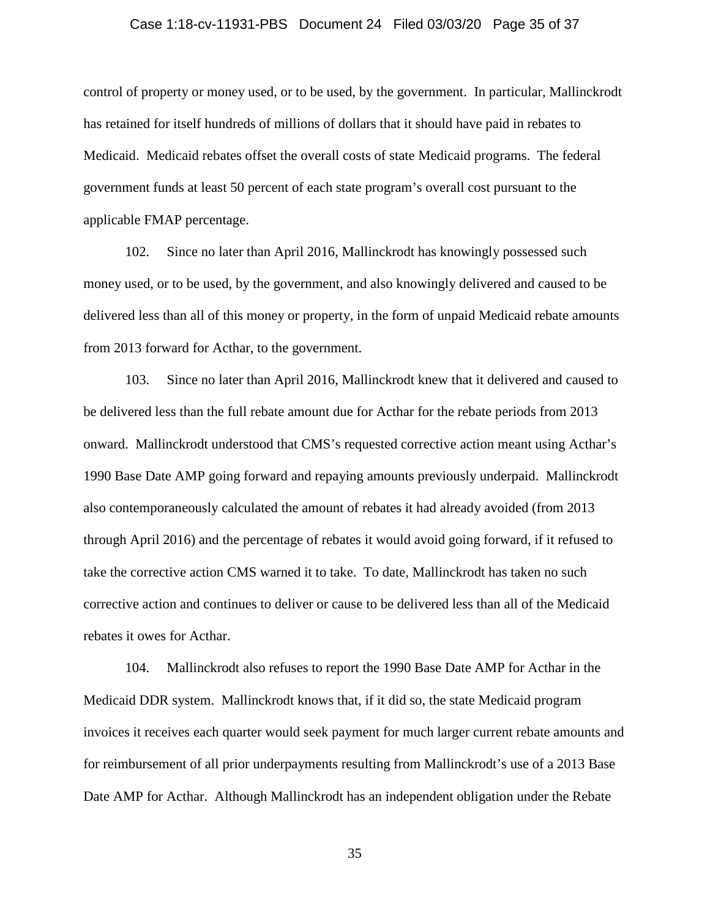control of property or money used, or to be used, by the government. In particular, Mallinckrodt has retained for itself hundreds of millions of dollars that it should have paid in rebates to Medicaid. Medicaid rebates offset the overall costs of state Medicaid programs. The federal government funds at least 50 percent of each state program's overall cost pursuant to the applicable FMAP percentage.

102. Since no later than April 2016, Mallinckrodt has knowingly possessed such money used, or to be used, by the government, and also knowingly delivered and caused to be delivered less than all of this money or property, in the form of unpaid Medicaid rebate amounts from 2013 forward for Acthar, to the government.

103. Since no later than April 2016, Mallinckrodt knew that it delivered and caused to be delivered less than the full rebate amount due for Acthar for the rebate periods from 2013 onward. Mallinckrodt understood that CMS's requested corrective action meant using Acthar's 1990 Base Date AMP going forward and repaying amounts previously underpaid. Mallinckrodt also contemporaneously calculated the amount of rebates it had already avoided (from 2013 through April 2016) and the percentage of rebates it would avoid going forward, if it refused to take the corrective action CMS warned it to take. To date, Mallinckrodt has taken no such corrective action and continues to deliver or cause to be delivered less than all of the Medicaid rebates it owes for Acthar.

104. Mallinckrodt also refuses to report the 1990 Base Date AMP for Acthar in the Medicaid DDR system. Mallinckrodt knows that, if it did so, the state Medicaid program invoices it receives each quarter would seek payment for much larger current rebate amounts and for reimbursement of all prior underpayments resulting from Mallinckrodt's use of a 2013 Base Date AMP for Acthar. Although Mallinckrodt has an independent obligation under the Rebate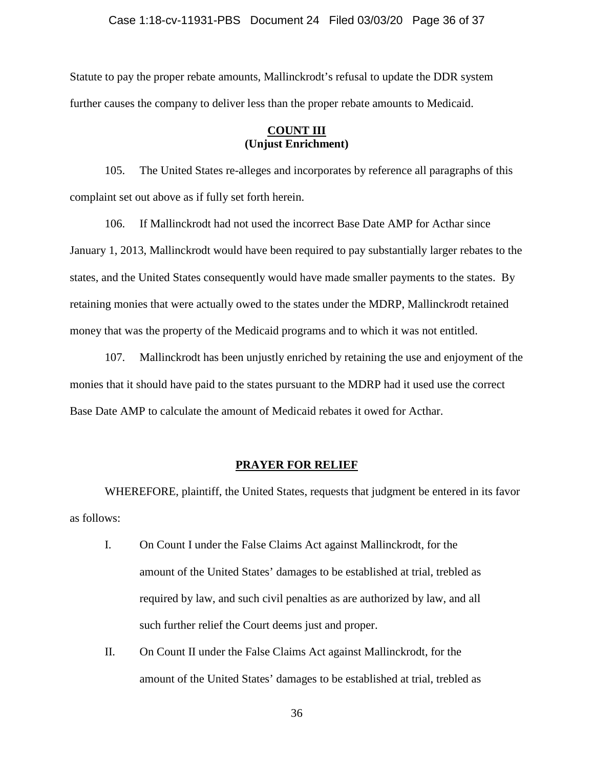Statute to pay the proper rebate amounts, Mallinckrodt's refusal to update the DDR system further causes the company to deliver less than the proper rebate amounts to Medicaid.

**COUNT III**
**(Unjust Enrichment)**

105. The United States re-alleges and incorporates by reference all paragraphs of this complaint set out above as if fully set forth herein.

106. If Mallinckrodt had not used the incorrect Base Date AMP for Acthar since January 1, 2013, Mallinckrodt would have been required to pay substantially larger rebates to the states, and the United States consequently would have made smaller payments to the states. By retaining monies that were actually owed to the states under the MDRP, Mallinckrodt retained money that was the property of the Medicaid programs and to which it was not entitled.

107. Mallinckrodt has been unjustly enriched by retaining the use and enjoyment of the monies that it should have paid to the states pursuant to the MDRP had it used use the correct Base Date AMP to calculate the amount of Medicaid rebates it owed for Acthar.

**PRAYER FOR RELIEF**

WHEREFORE, plaintiff, the United States, requests that judgment be entered in its favor as follows:

I. On Count I under the False Claims Act against Mallinckrodt, for the amount of the United States' damages to be established at trial, trebled as required by law, and such civil penalties as are authorized by law, and all such further relief the Court deems just and proper.

II. On Count II under the False Claims Act against Mallinckrodt, for the amount of the United States' damages to be established at trial, trebled as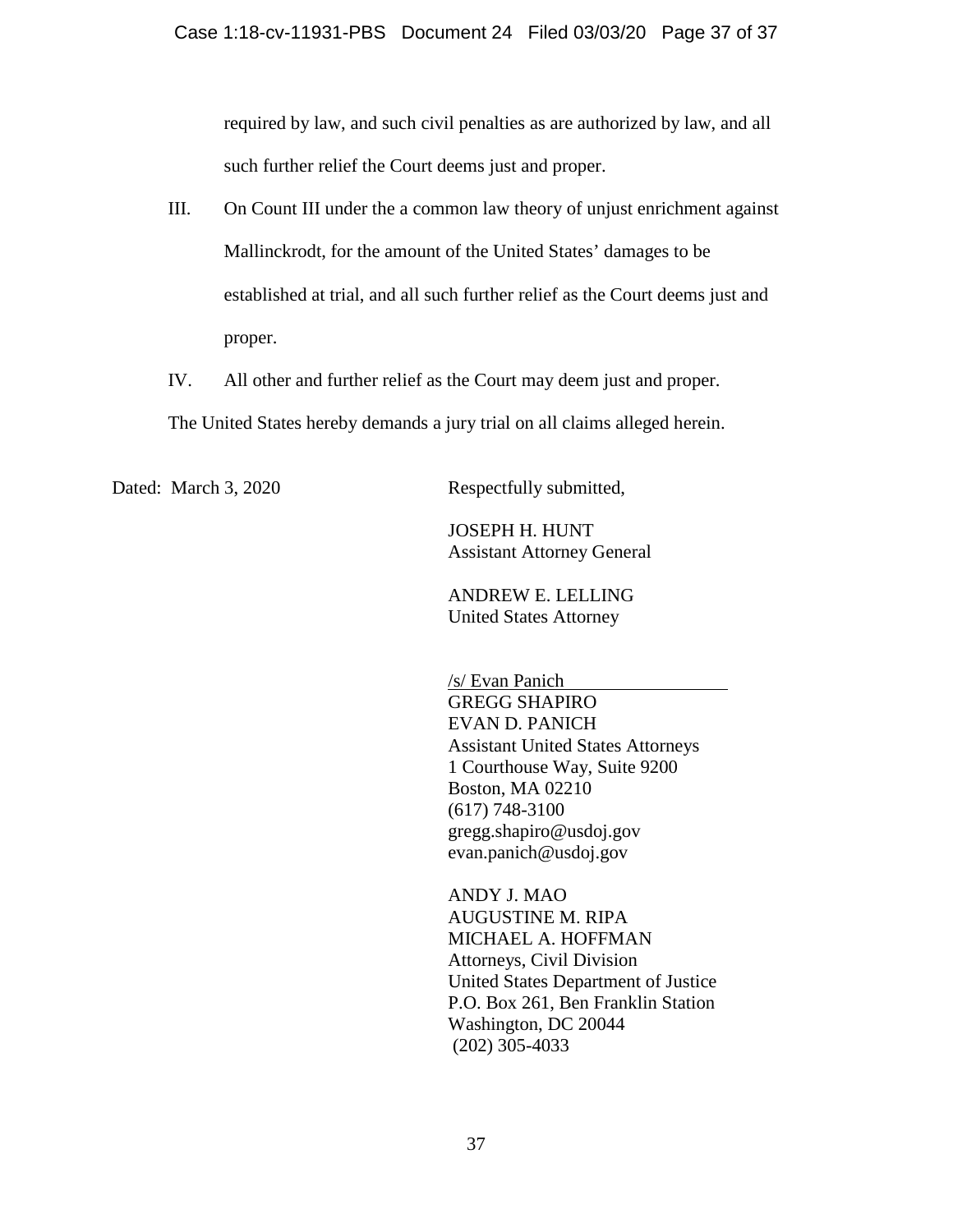required by law, and such civil penalties as are authorized by law, and all such further relief the Court deems just and proper.

III. On Count III under the a common law theory of unjust enrichment against Mallinckrodt, for the amount of the United States' damages to be established at trial, and all such further relief as the Court deems just and proper.

IV. All other and further relief as the Court may deem just and proper.

The United States hereby demands a jury trial on all claims alleged herein.

Dated: March 3, 2020

Respectfully submitted,

JOSEPH H. HUNT
Assistant Attorney General

ANDREW E. LELLING
United States Attorney

/s/ Evan Panich
GREGG SHAPIRO
EVAN D. PANICH
Assistant United States Attorneys
1 Courthouse Way, Suite 9200
Boston, MA 02210
(617) 748-3100
gregg.shapiro@usdoj.gov
evan.panich@usdoj.gov

ANDY J. MAO
AUGUSTINE M. RIPA
MICHAEL A. HOFFMAN
Attorneys, Civil Division
United States Department of Justice
P.O. Box 261, Ben Franklin Station
Washington, DC 20044
(202) 305-4033